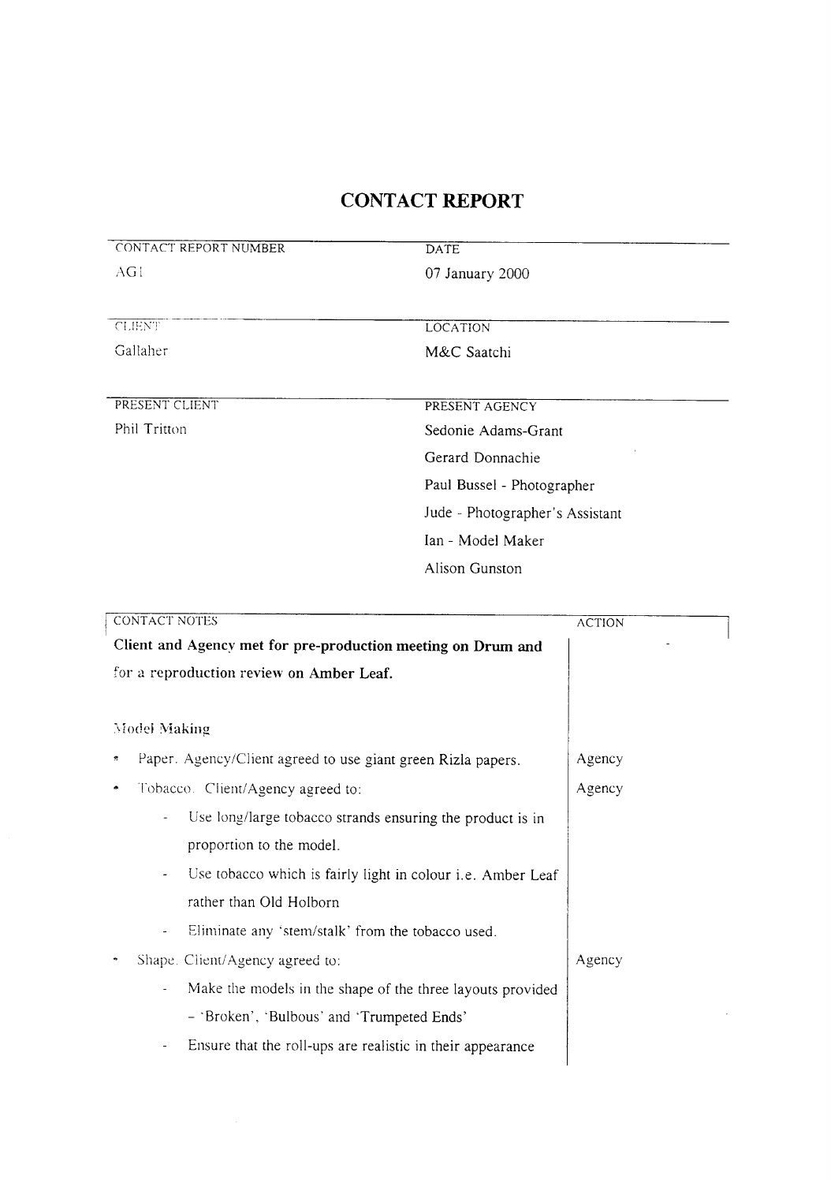# CONTACT REPORT

| CONTACT REPORT NUMBER | DATE |
|---|---|
| AG1 | 07 January 2000 |

| CLIENT | LOCATION |
|---|---|
| Gallaher | M&C Saatchi |

| PRESENT CLIENT | PRESENT AGENCY |
|---|---|
| Phil Tritton | Sedonie Adams-Grant |
| | Gerard Donnachie |
| | Paul Bussel - Photographer |
| | Jude - Photographer's Assistant |
| | Ian - Model Maker |
| | Alison Gunston |

| CONTACT NOTES | ACTION |
|---|---|
| **Client and Agency met for pre-production meeting on Drum and for a reproduction review on Amber Leaf.** | |
| Model Making | |
| • Paper. Agency/Client agreed to use giant green Rizla papers. | Agency |
| • Tobacco. Client/Agency agreed to: | Agency |
| - Use long/large tobacco strands ensuring the product is in proportion to the model. | |
| - Use tobacco which is fairly light in colour i.e. Amber Leaf rather than Old Holborn | |
| - Eliminate any 'stem/stalk' from the tobacco used. | |
| • Shape. Client/Agency agreed to: | Agency |
| - Make the models in the shape of the three layouts provided – 'Broken', 'Bulbous' and 'Trumpeted Ends' | |
| - Ensure that the roll-ups are realistic in their appearance | |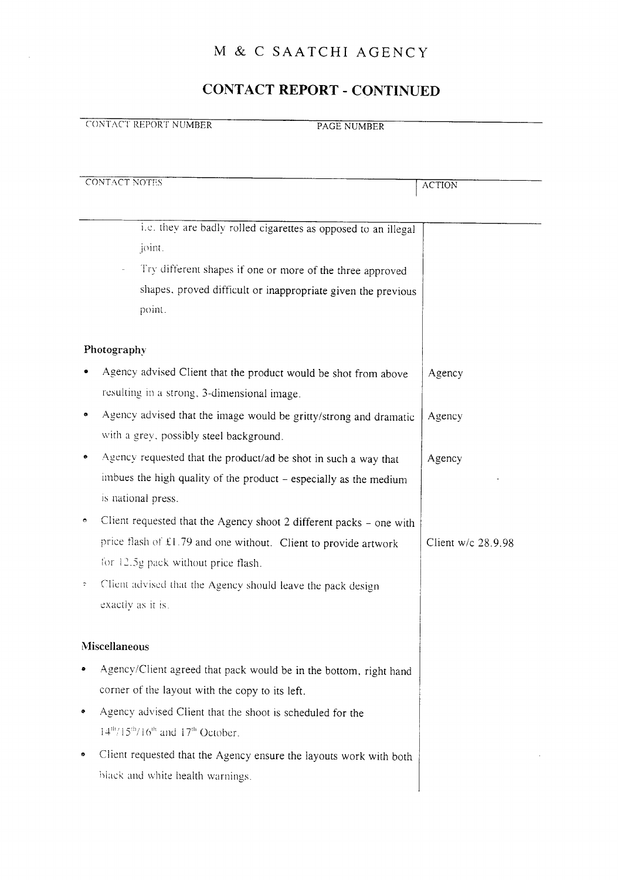# M & C SAATCHI AGENCY

## CONTACT REPORT - CONTINUED

| CONTACT REPORT NUMBER | PAGE NUMBER |
|---|---|
| | |

| CONTACT NOTES | ACTION |
|---|---|
| i.e. they are badly rolled cigarettes as opposed to an illegal joint. | |
| - Try different shapes if one or more of the three approved shapes, proved difficult or inappropriate given the previous point. | |
| **Photography** | |
| • Agency advised Client that the product would be shot from above resulting in a strong, 3-dimensional image. | Agency |
| • Agency advised that the image would be gritty/strong and dramatic with a grey, possibly steel background. | Agency |
| • Agency requested that the product/ad be shot in such a way that imbues the high quality of the product – especially as the medium is national press. | Agency |
| • Client requested that the Agency shoot 2 different packs – one with price flash of £1.79 and one without. Client to provide artwork for 12.5g pack without price flash. | Client w/c 28.9.98 |
| • Client advised that the Agency should leave the pack design exactly as it is. | |
| **Miscellaneous** | |
| • Agency/Client agreed that pack would be in the bottom, right hand corner of the layout with the copy to its left. | |
| • Agency advised Client that the shoot is scheduled for the 14th/15th/16th and 17th October. | |
| • Client requested that the Agency ensure the layouts work with both black and white health warnings. | |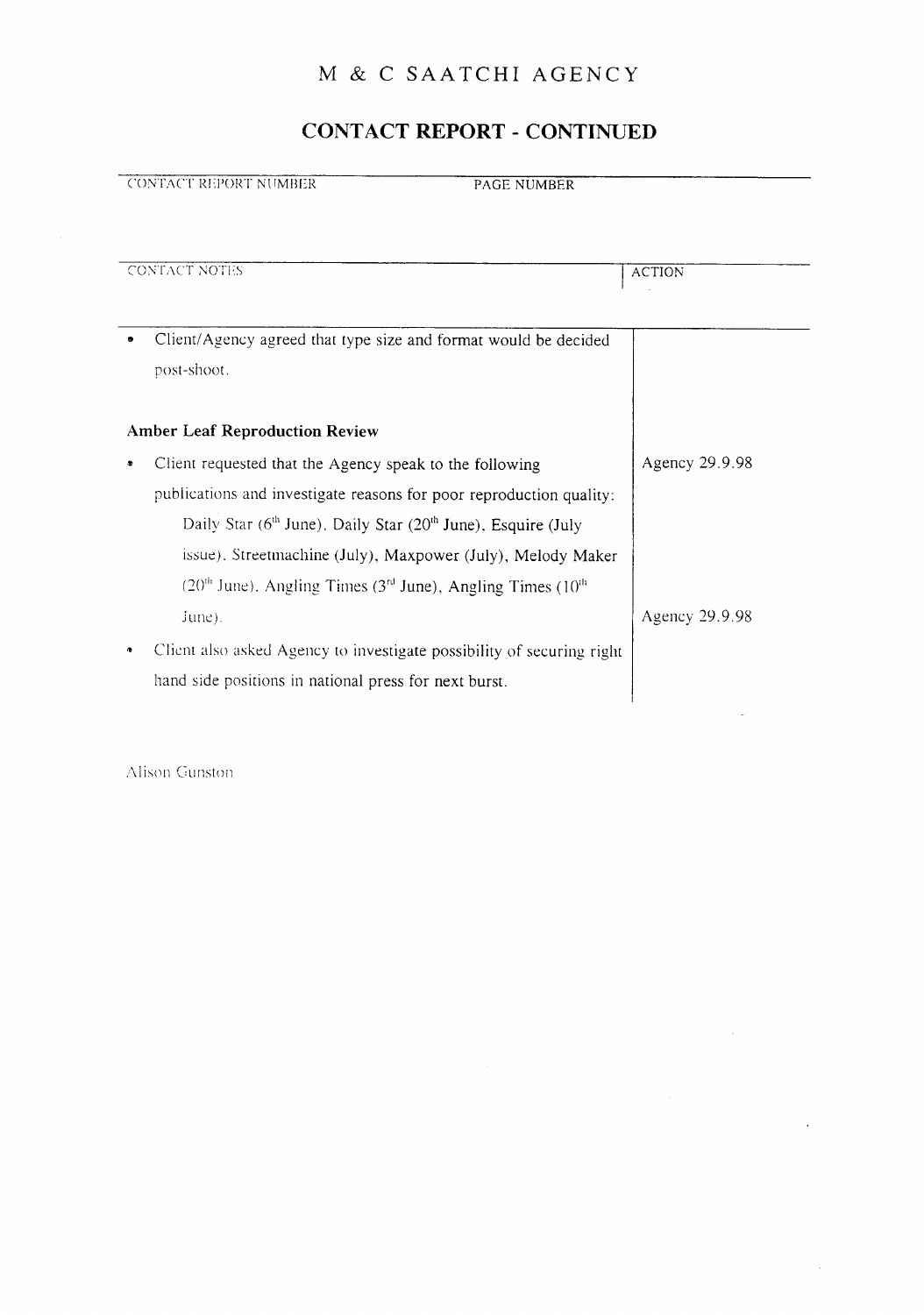# M & C SAATCHI AGENCY

## CONTACT REPORT - CONTINUED

| CONTACT REPORT NUMBER | PAGE NUMBER |
|---|---|
| | |

| CONTACT NOTES | ACTION |
|---|---|
| • Client/Agency agreed that type size and format would be decided post-shoot. | |
| **Amber Leaf Reproduction Review** | |
| • Client requested that the Agency speak to the following publications and investigate reasons for poor reproduction quality: Daily Star (6th June), Daily Star (20th June), Esquire (July issue), Streetmachine (July), Maxpower (July), Melody Maker (20th June), Angling Times (3rd June), Angling Times (10th June). | Agency 29.9.98 |
| • Client also asked Agency to investigate possibility of securing right hand side positions in national press for next burst. | Agency 29.9.98 |

Alison Gunston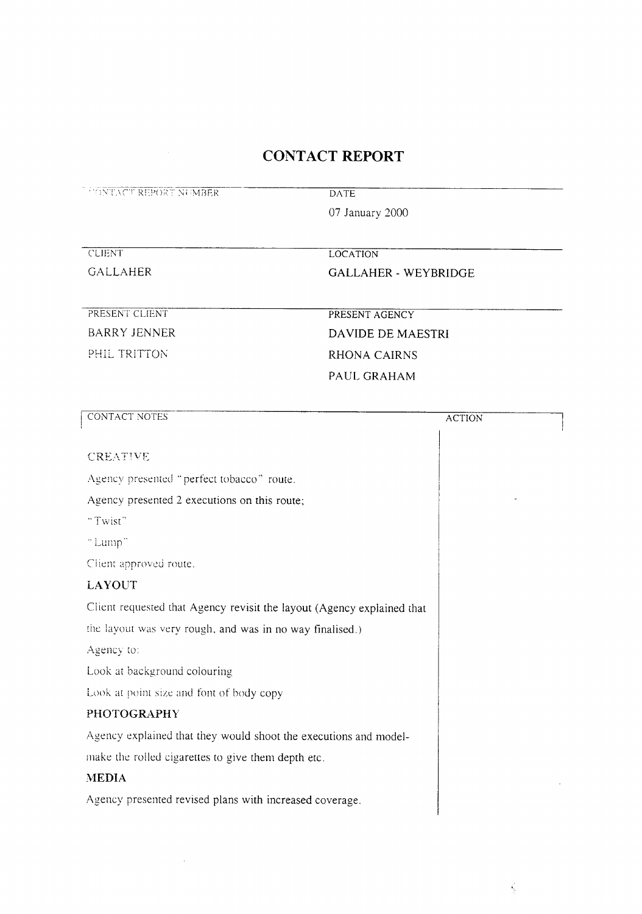# CONTACT REPORT

| CONTACT REPORT NUMBER | DATE |
|---|---|
| | 07 January 2000 |

| CLIENT | LOCATION |
|---|---|
| GALLAHER | GALLAHER - WEYBRIDGE |

| PRESENT CLIENT | PRESENT AGENCY |
|---|---|
| BARRY JENNER | DAVIDE DE MAESTRI |
| PHIL TRITTON | RHONA CAIRNS |
| | PAUL GRAHAM |

| CONTACT NOTES | ACTION |
|---|---|
| **CREATIVE** | |
| Agency presented "perfect tobacco" route. | |
| Agency presented 2 executions on this route; | |
| "Twist" | |
| "Lump" | |
| Client approved route. | |
| **LAYOUT** | |
| Client requested that Agency revisit the layout (Agency explained that the layout was very rough, and was in no way finalised.) | |
| Agency to: | |
| Look at background colouring | |
| Look at point size and font of body copy | |
| **PHOTOGRAPHY** | |
| Agency explained that they would shoot the executions and model-make the rolled cigarettes to give them depth etc. | |
| **MEDIA** | |
| Agency presented revised plans with increased coverage. | |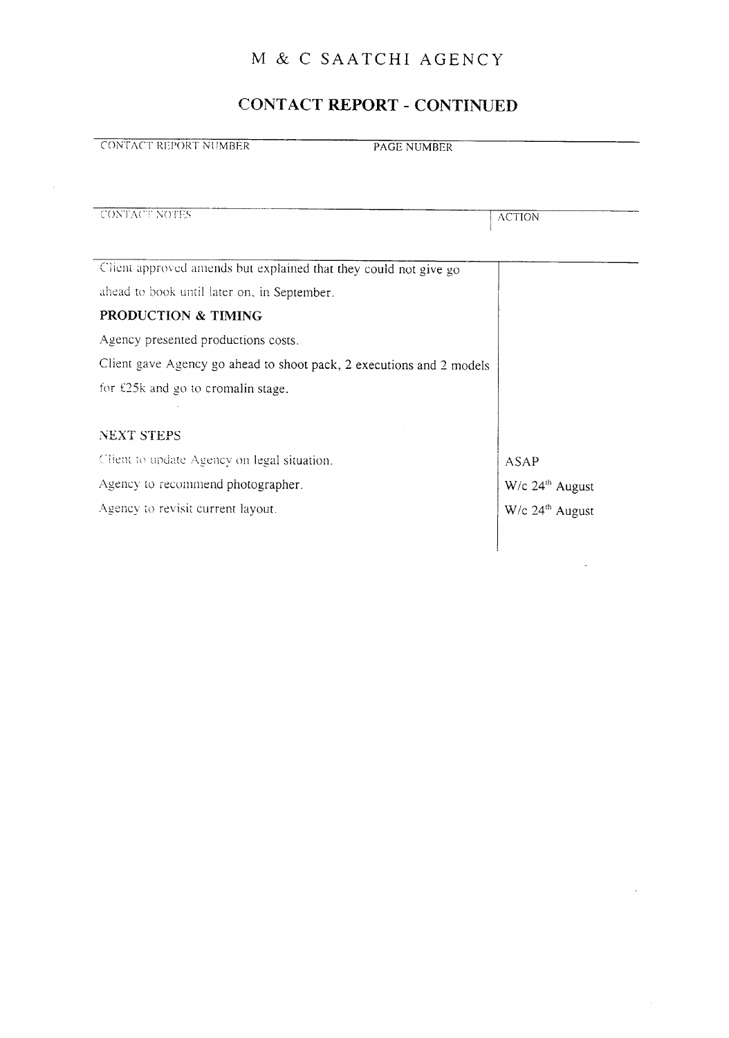# M & C SAATCHI AGENCY

## CONTACT REPORT - CONTINUED

| CONTACT REPORT NUMBER | PAGE NUMBER |
|---|---|
| | |

| CONTACT NOTES | ACTION |
|---|---|
| Client approved amends but explained that they could not give go ahead to book until later on, in September. | |
| **PRODUCTION & TIMING** | |
| Agency presented productions costs. | |
| Client gave Agency go ahead to shoot pack, 2 executions and 2 models for £25k and go to cromalin stage. | |
| NEXT STEPS | |
| Client to update Agency on legal situation. | ASAP |
| Agency to recommend photographer. | W/c 24th August |
| Agency to revisit current layout. | W/c 24th August |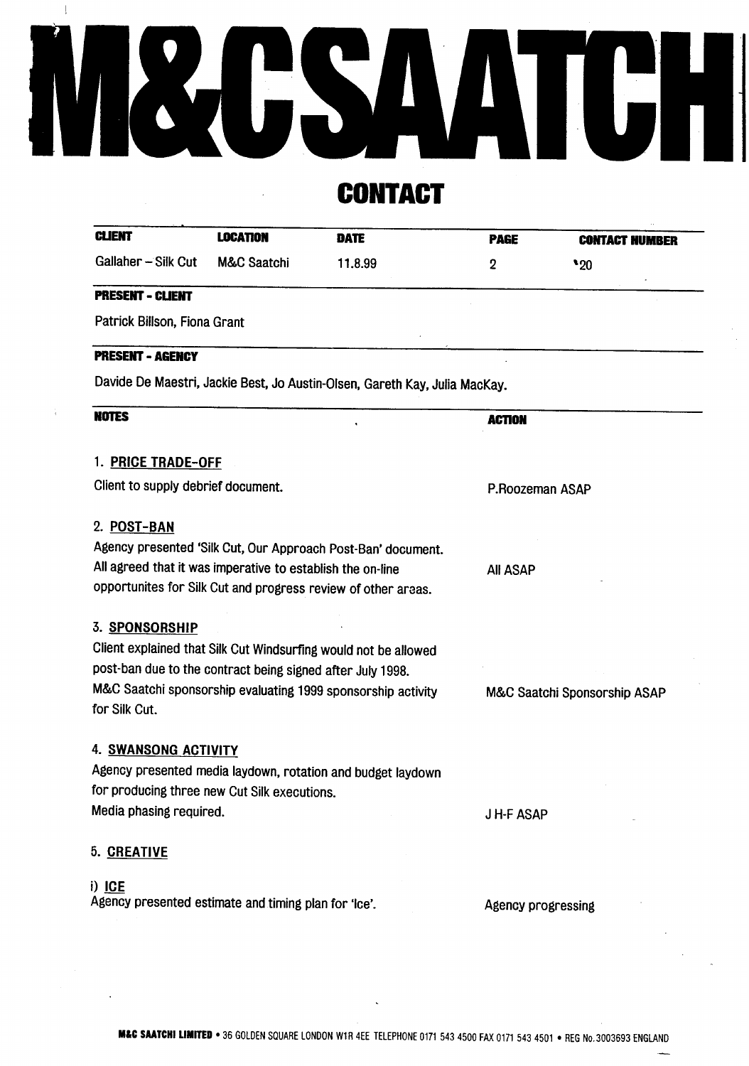# M&C SAATCHI

## CONTACT

| CLIENT | LOCATION | DATE | PAGE | CONTACT NUMBER |
|---|---|---|---|---|
| Gallaher – Silk Cut | M&C Saatchi | 11.8.99 | 2 | 20 |

**PRESENT - CLIENT**

Patrick Billson, Fiona Grant

**PRESENT - AGENCY**

Davide De Maestri, Jackie Best, Jo Austin-Olsen, Gareth Kay, Julia MacKay.

| NOTES | ACTION |
|---|---|
| 1. **PRICE TRADE-OFF** | |
| Client to supply debrief document. | P.Roozeman ASAP |
| 2. **POST-BAN** | |
| Agency presented 'Silk Cut, Our Approach Post-Ban' document. All agreed that it was imperative to establish the on-line opportunites for Silk Cut and progress review of other areas. | All ASAP |
| 3. **SPONSORSHIP** | |
| Client explained that Silk Cut Windsurfing would not be allowed post-ban due to the contract being signed after July 1998. M&C Saatchi sponsorship evaluating 1999 sponsorship activity for Silk Cut. | M&C Saatchi Sponsorship ASAP |
| 4. **SWANSONG ACTIVITY** | |
| Agency presented media laydown, rotation and budget laydown for producing three new Cut Silk executions. Media phasing required. | J H-F ASAP |
| 5. **CREATIVE** | |
| i) **ICE** | |
| Agency presented estimate and timing plan for 'Ice'. | Agency progressing |

M&C SAATCHI LIMITED • 36 GOLDEN SQUARE LONDON W1R 4EE TELEPHONE 0171 543 4500 FAX 0171 543 4501 • REG No.3003693 ENGLAND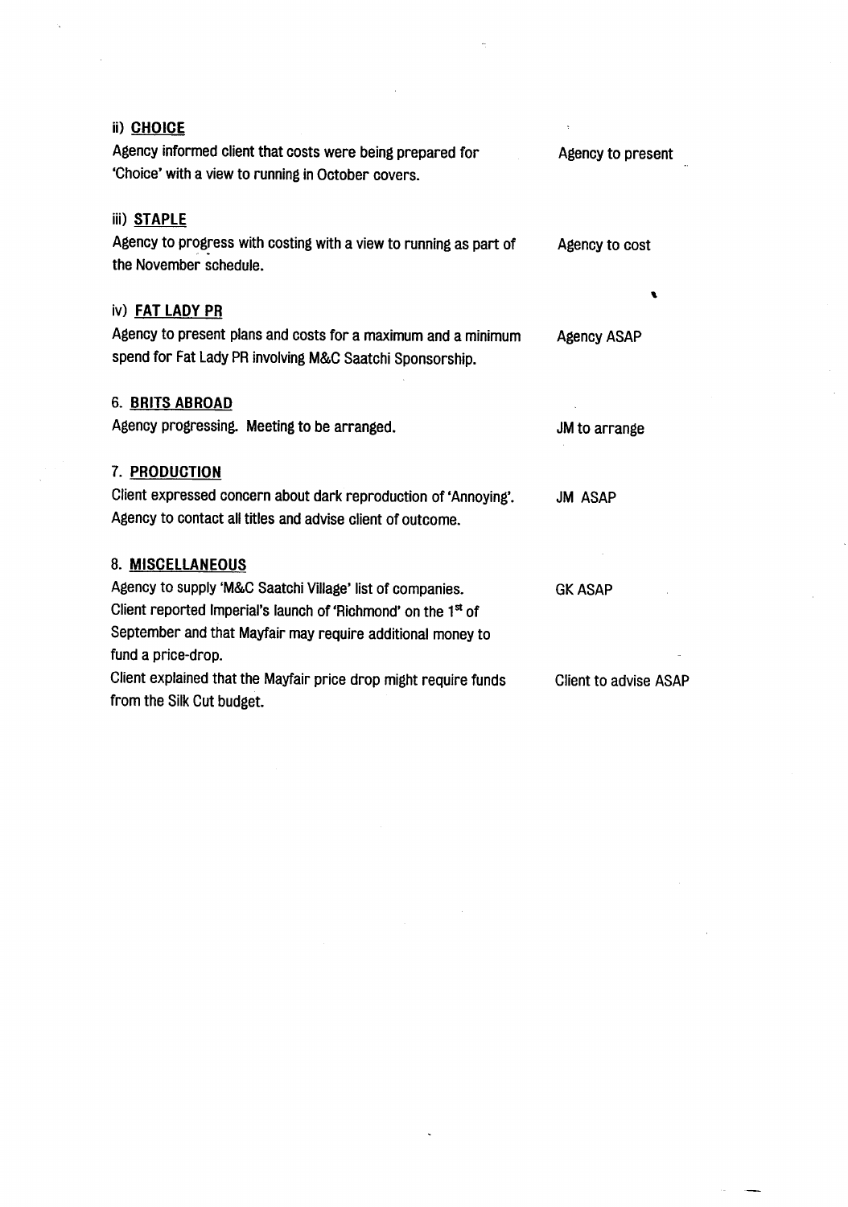ii) **CHOICE**

| | |
|---|---|
| Agency informed client that costs were being prepared for 'Choice' with a view to running in October covers. | Agency to present |

iii) **STAPLE**

| | |
|---|---|
| Agency to progress with costing with a view to running as part of the November schedule. | Agency to cost |

iv) **FAT LADY PR**

| | |
|---|---|
| Agency to present plans and costs for a maximum and a minimum spend for Fat Lady PR involving M&C Saatchi Sponsorship. | Agency ASAP |

6. **BRITS ABROAD**

| | |
|---|---|
| Agency progressing. Meeting to be arranged. | JM to arrange |

7. **PRODUCTION**

| | |
|---|---|
| Client expressed concern about dark reproduction of 'Annoying'. Agency to contact all titles and advise client of outcome. | JM ASAP |

8. **MISCELLANEOUS**

| | |
|---|---|
| Agency to supply 'M&C Saatchi Village' list of companies. | GK ASAP |
| Client reported Imperial's launch of 'Richmond' on the 1st of September and that Mayfair may require additional money to fund a price-drop. | |
| Client explained that the Mayfair price drop might require funds from the Silk Cut budget. | Client to advise ASAP |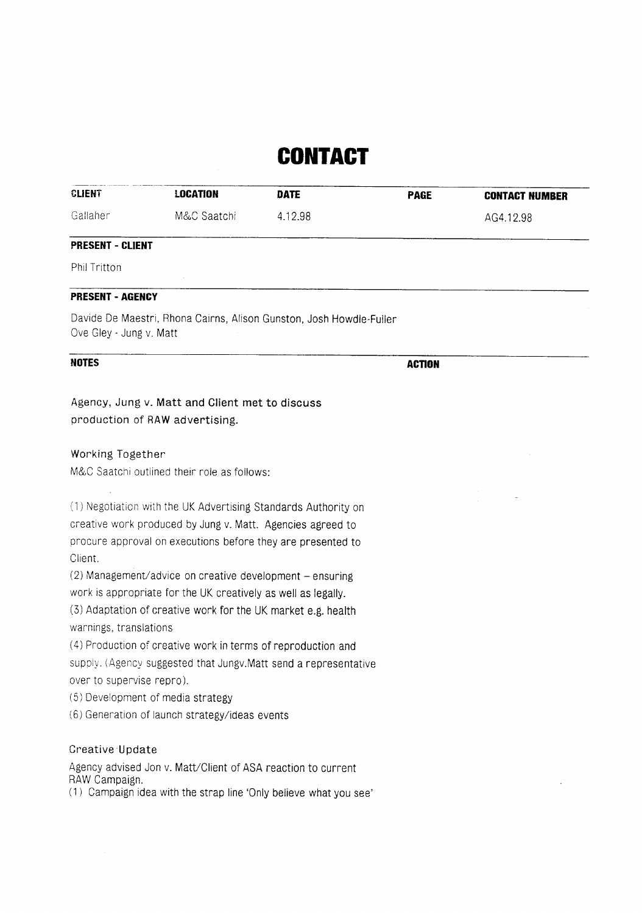# CONTACT

| CLIENT | LOCATION | DATE | PAGE | CONTACT NUMBER |
|---|---|---|---|---|
| Gallaher | M&C Saatchi | 4.12.98 | | AG4.12.98 |

**PRESENT - CLIENT**

Phil Tritton

**PRESENT - AGENCY**

Davide De Maestri, Rhona Cairns, Alison Gunston, Josh Howdle-Fuller
Ove Gley - Jung v. Matt

**NOTES** **ACTION**

Agency, Jung v. Matt and Client met to discuss production of RAW advertising.

Working Together

M&C Saatchi outlined their role as follows:

(1) Negotiation with the UK Advertising Standards Authority on creative work produced by Jung v. Matt. Agencies agreed to procure approval on executions before they are presented to Client.
(2) Management/advice on creative development – ensuring work is appropriate for the UK creatively as well as legally.
(3) Adaptation of creative work for the UK market e.g. health warnings, translations
(4) Production of creative work in terms of reproduction and supply. (Agency suggested that Jungv.Matt send a representative over to supervise repro).
(5) Development of media strategy
(6) Generation of launch strategy/ideas events

Creative Update

Agency advised Jon v. Matt/Client of ASA reaction to current RAW Campaign.
(1) Campaign idea with the strap line 'Only believe what you see'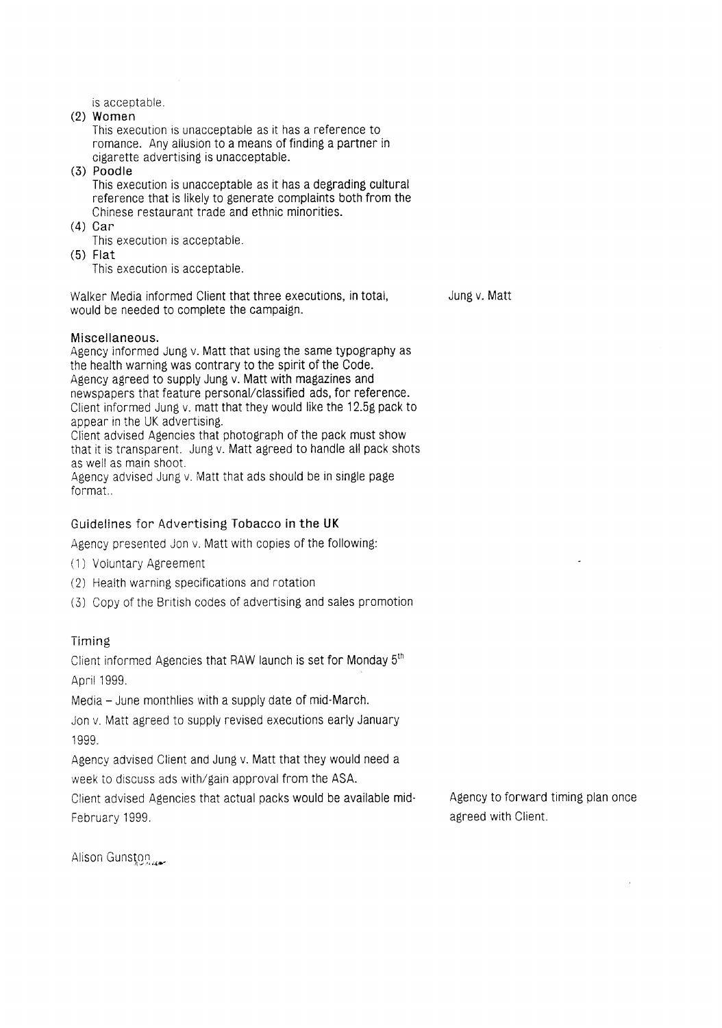is acceptable.

(2) **Women**
This execution is unacceptable as it has a reference to romance. Any allusion to a means of finding a partner in cigarette advertising is unacceptable.

(3) **Poodle**
This execution is unacceptable as it has a degrading cultural reference that is likely to generate complaints both from the Chinese restaurant trade and ethnic minorities.

(4) Car
This execution is acceptable.

(5) Flat
This execution is acceptable.

Walker Media informed Client that three executions, in total, would be needed to complete the campaign.

Jung v. Matt

**Miscellaneous.**

Agency informed Jung v. Matt that using the same typography as the health warning was contrary to the spirit of the Code.
Agency agreed to supply Jung v. Matt with magazines and newspapers that feature personal/classified ads, for reference.
Client informed Jung v. matt that they would like the 12.5g pack to appear in the UK advertising.
Client advised Agencies that photograph of the pack must show that it is transparent. Jung v. Matt agreed to handle all pack shots as well as main shoot.
Agency advised Jung v. Matt that ads should be in single page format..

## Guidelines for Advertising Tobacco in the UK

Agency presented Jon v. Matt with copies of the following:

(1) Voluntary Agreement

(2) Health warning specifications and rotation

(3) Copy of the British codes of advertising and sales promotion

## Timing

Client informed Agencies that RAW launch is set for Monday 5th April 1999.

Media – June monthlies with a supply date of mid-March.

Jon v. Matt agreed to supply revised executions early January 1999.

Agency advised Client and Jung v. Matt that they would need a week to discuss ads with/gain approval from the ASA.

Client advised Agencies that actual packs would be available mid-February 1999.

Agency to forward timing plan once agreed with Client.

Alison Gunston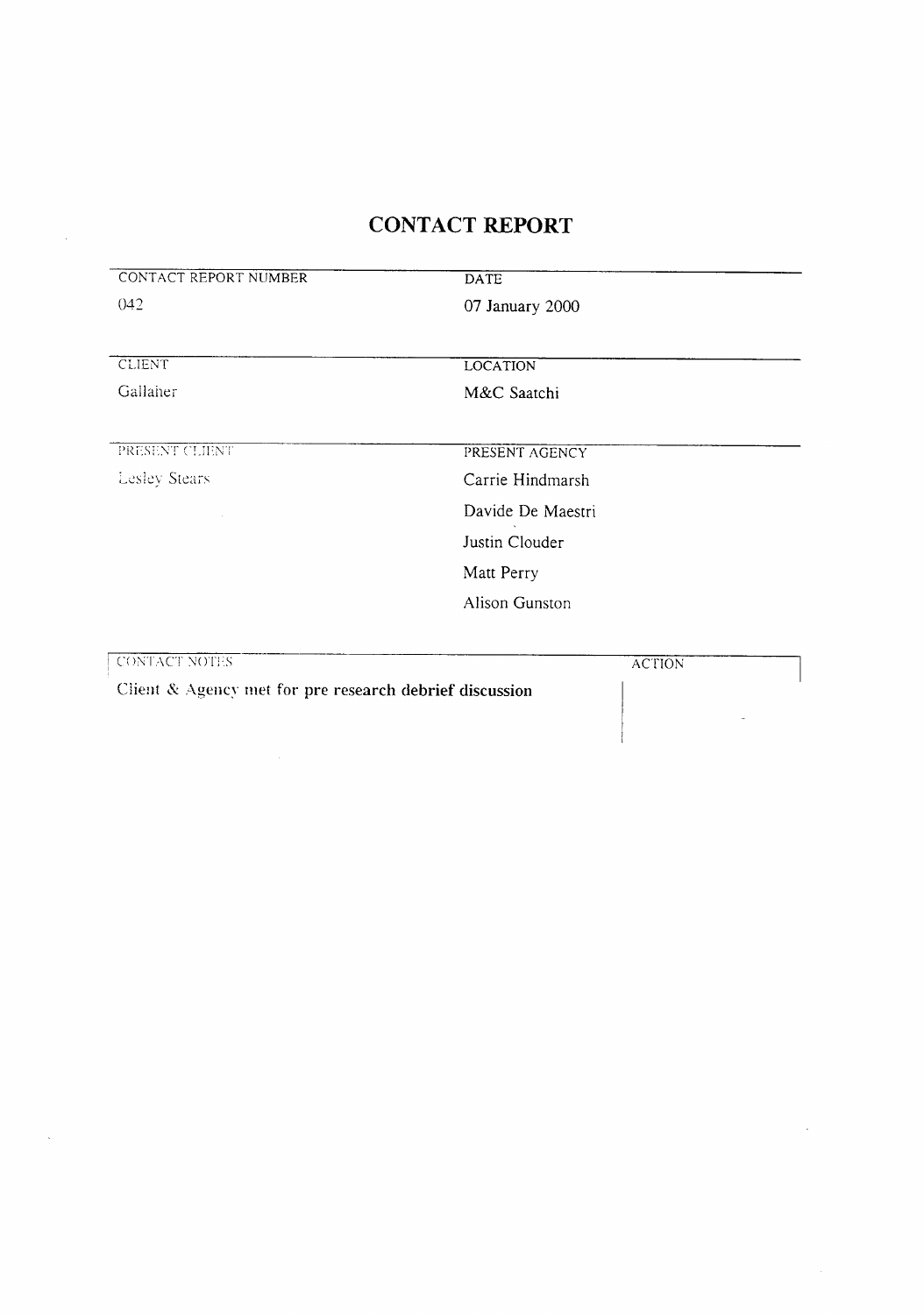# CONTACT REPORT

| CONTACT REPORT NUMBER | DATE |
|---|---|
| 042 | 07 January 2000 |

| CLIENT | LOCATION |
|---|---|
| Gallaher | M&C Saatchi |

| PRESENT CLIENT | PRESENT AGENCY |
|---|---|
| Lesley Stears | Carrie Hindmarsh |
| | Davide De Maestri |
| | Justin Clouder |
| | Matt Perry |
| | Alison Gunston |

| CONTACT NOTES | ACTION |
|---|---|
| Client & Agency met for pre research debrief discussion | |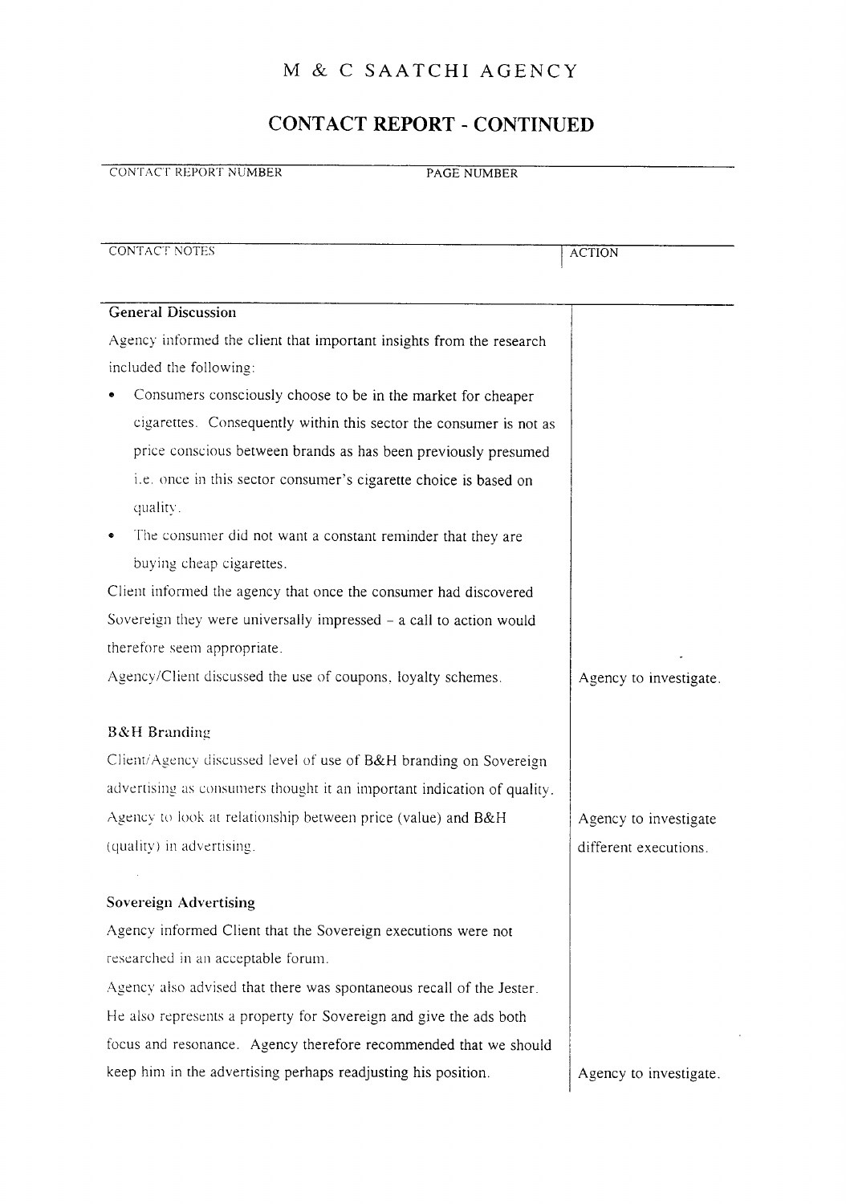# M & C SAATCHI AGENCY

## CONTACT REPORT - CONTINUED

| CONTACT REPORT NUMBER | PAGE NUMBER |
|---|---|
| | |

| CONTACT NOTES | ACTION |
|---|---|
| **General Discussion** | |
| Agency informed the client that important insights from the research included the following:<br>• Consumers consciously choose to be in the market for cheaper cigarettes. Consequently within this sector the consumer is not as price conscious between brands as has been previously presumed i.e. once in this sector consumer's cigarette choice is based on quality.<br>• The consumer did not want a constant reminder that they are buying cheap cigarettes. | |
| Client informed the agency that once the consumer had discovered Sovereign they were universally impressed – a call to action would therefore seem appropriate. | |
| Agency/Client discussed the use of coupons, loyalty schemes. | Agency to investigate. |
| **B&H Branding** | |
| Client/Agency discussed level of use of B&H branding on Sovereign advertising as consumers thought it an important indication of quality. | |
| Agency to look at relationship between price (value) and B&H (quality) in advertising. | Agency to investigate different executions. |
| **Sovereign Advertising** | |
| Agency informed Client that the Sovereign executions were not researched in an acceptable forum. | |
| Agency also advised that there was spontaneous recall of the Jester. He also represents a property for Sovereign and give the ads both focus and resonance. Agency therefore recommended that we should keep him in the advertising perhaps readjusting his position. | Agency to investigate. |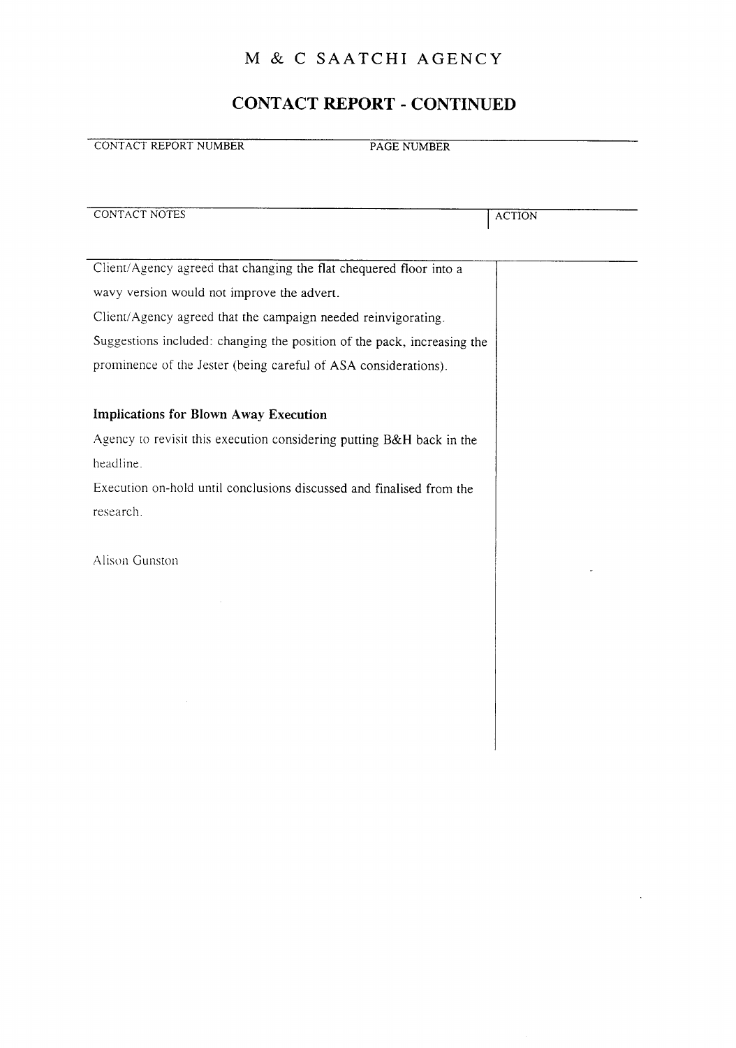# M & C SAATCHI AGENCY

## CONTACT REPORT - CONTINUED

| CONTACT REPORT NUMBER | PAGE NUMBER |
| --- | --- |
| | |

| CONTACT NOTES | ACTION |
| --- | --- |
| Client/Agency agreed that changing the flat chequered floor into a wavy version would not improve the advert. | |
| Client/Agency agreed that the campaign needed reinvigorating. | |
| Suggestions included: changing the position of the pack, increasing the prominence of the Jester (being careful of ASA considerations). | |
| **Implications for Blown Away Execution** | |
| Agency to revisit this execution considering putting B&H back in the headline. | |
| Execution on-hold until conclusions discussed and finalised from the research. | |
| Alison Gunston | |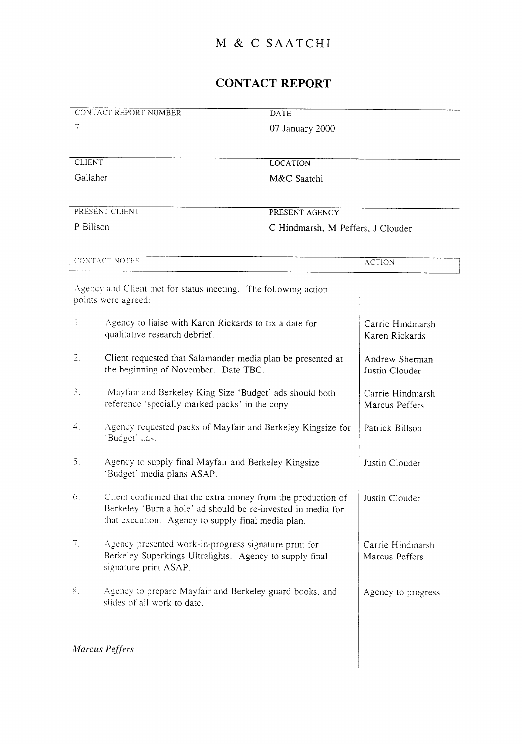# M & C SAATCHI

## CONTACT REPORT

| CONTACT REPORT NUMBER | DATE |
|---|---|
| 7 | 07 January 2000 |

| CLIENT | LOCATION |
|---|---|
| Gallaher | M&C Saatchi |

| PRESENT CLIENT | PRESENT AGENCY |
|---|---|
| P Billson | C Hindmarsh, M Peffers, J Clouder |

| CONTACT NOTES | ACTION |
|---|---|
| Agency and Client met for status meeting. The following action points were agreed: | |
| 1. Agency to liaise with Karen Rickards to fix a date for qualitative research debrief. | Carrie Hindmarsh<br>Karen Rickards |
| 2. Client requested that Salamander media plan be presented at the beginning of November. Date TBC. | Andrew Sherman<br>Justin Clouder |
| 3. Mayfair and Berkeley King Size 'Budget' ads should both reference 'specially marked packs' in the copy. | Carrie Hindmarsh<br>Marcus Peffers |
| 4. Agency requested packs of Mayfair and Berkeley Kingsize for 'Budget' ads. | Patrick Billson |
| 5. Agency to supply final Mayfair and Berkeley Kingsize 'Budget' media plans ASAP. | Justin Clouder |
| 6. Client confirmed that the extra money from the production of Berkeley 'Burn a hole' ad should be re-invested in media for that execution. Agency to supply final media plan. | Justin Clouder |
| 7. Agency presented work-in-progress signature print for Berkeley Superkings Ultralights. Agency to supply final signature print ASAP. | Carrie Hindmarsh<br>Marcus Peffers |
| 8. Agency to prepare Mayfair and Berkeley guard books, and slides of all work to date. | Agency to progress |

*Marcus Peffers*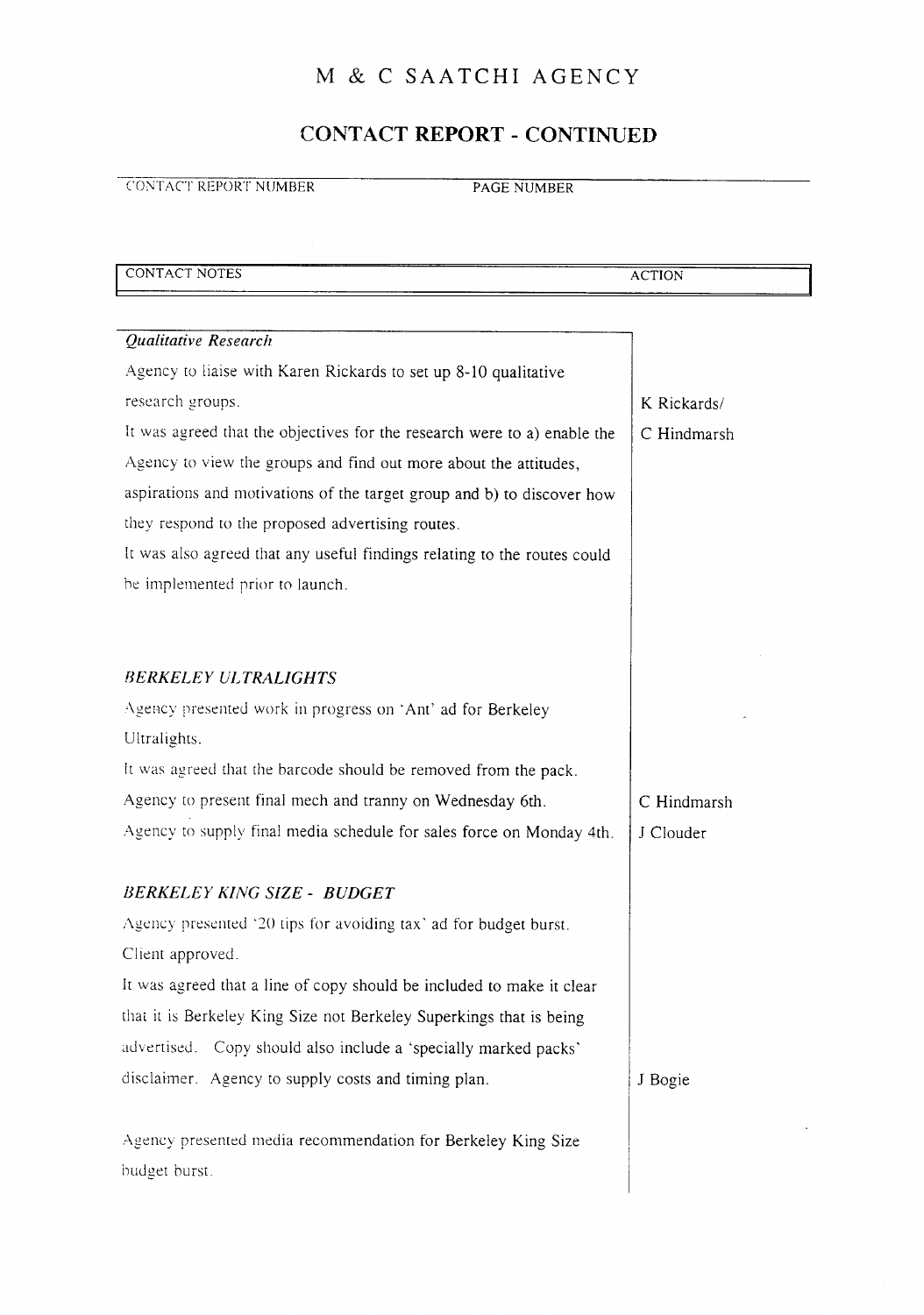# M & C SAATCHI AGENCY

## CONTACT REPORT - CONTINUED

CONTACT REPORT NUMBER PAGE NUMBER

| CONTACT NOTES | ACTION |
|---|---|
| *Qualitative Research* | |
| Agency to liaise with Karen Rickards to set up 8-10 qualitative research groups. | K Rickards/ C Hindmarsh |
| It was agreed that the objectives for the research were to a) enable the Agency to view the groups and find out more about the attitudes, aspirations and motivations of the target group and b) to discover how they respond to the proposed advertising routes. | |
| It was also agreed that any useful findings relating to the routes could be implemented prior to launch. | |
| *BERKELEY ULTRALIGHTS* | |
| Agency presented work in progress on 'Ant' ad for Berkeley Ultralights. | |
| It was agreed that the barcode should be removed from the pack. | |
| Agency to present final mech and tranny on Wednesday 6th. | C Hindmarsh |
| Agency to supply final media schedule for sales force on Monday 4th. | J Clouder |
| *BERKELEY KING SIZE - BUDGET* | |
| Agency presented '20 tips for avoiding tax' ad for budget burst. Client approved. | |
| It was agreed that a line of copy should be included to make it clear that it is Berkeley King Size not Berkeley Superkings that is being advertised. Copy should also include a 'specially marked packs' disclaimer. Agency to supply costs and timing plan. | J Bogie |
| Agency presented media recommendation for Berkeley King Size budget burst. | |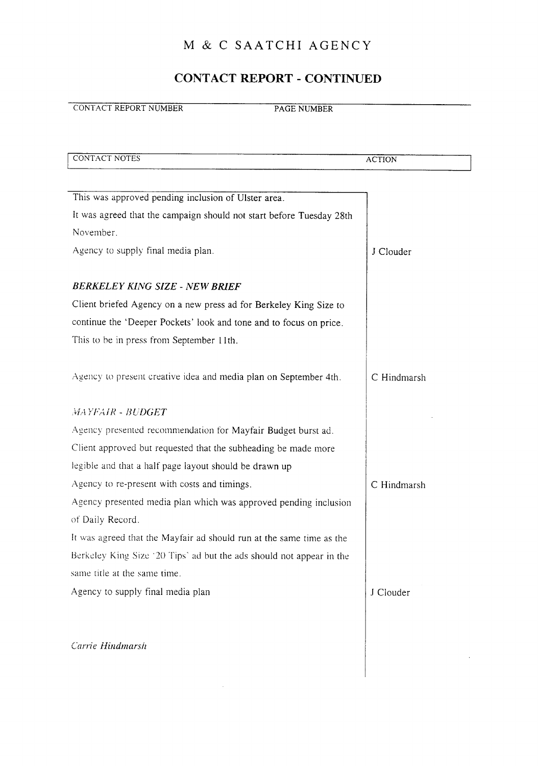# M & C SAATCHI AGENCY

## CONTACT REPORT - CONTINUED

| CONTACT REPORT NUMBER | PAGE NUMBER |
|---|---|
| | |

| CONTACT NOTES | ACTION |
|---|---|
| This was approved pending inclusion of Ulster area. | |
| It was agreed that the campaign should not start before Tuesday 28th November. | |
| Agency to supply final media plan. | J Clouder |
| ***BERKELEY KING SIZE - NEW BRIEF*** | |
| Client briefed Agency on a new press ad for Berkeley King Size to continue the 'Deeper Pockets' look and tone and to focus on price. This to be in press from September 11th. | |
| Agency to present creative idea and media plan on September 4th. | C Hindmarsh |
| *MAYFAIR - BUDGET* | |
| Agency presented recommendation for Mayfair Budget burst ad. | |
| Client approved but requested that the subheading be made more legible and that a half page layout should be drawn up | |
| Agency to re-present with costs and timings. | C Hindmarsh |
| Agency presented media plan which was approved pending inclusion of Daily Record. | |
| It was agreed that the Mayfair ad should run at the same time as the Berkeley King Size '20 Tips' ad but the ads should not appear in the same title at the same time. | |
| Agency to supply final media plan | J Clouder |
| *Carrie Hindmarsh* | |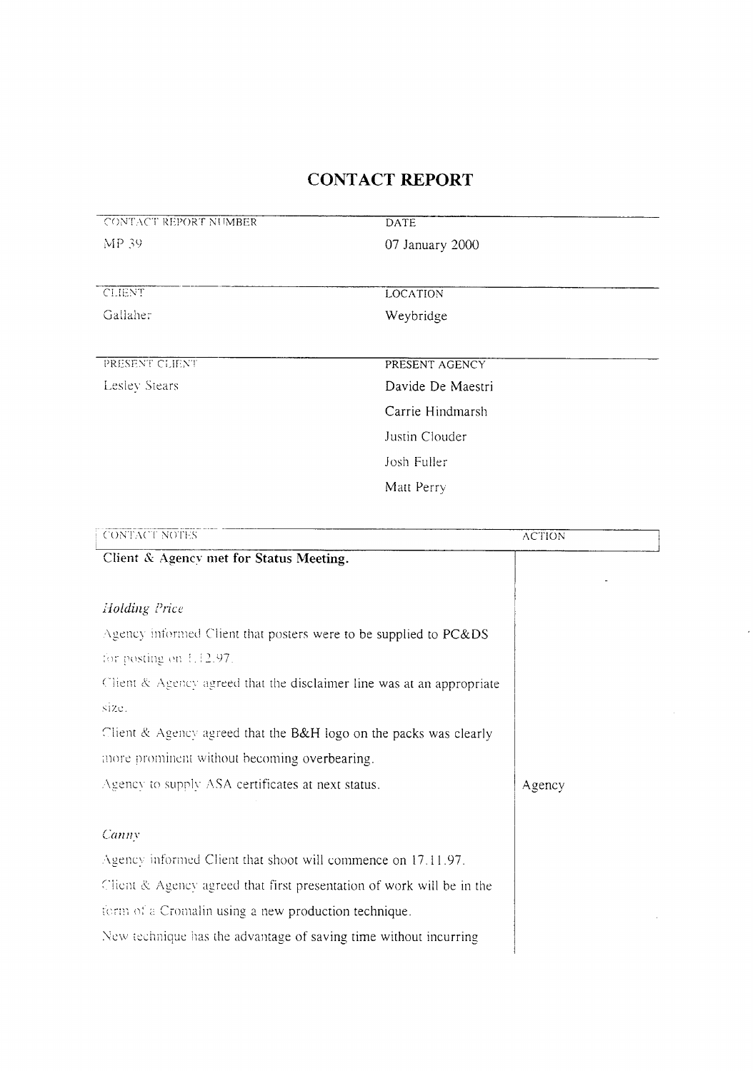# CONTACT REPORT

| CONTACT REPORT NUMBER | DATE |
|---|---|
| MP 39 | 07 January 2000 |

| CLIENT | LOCATION |
|---|---|
| Gallaher | Weybridge |

| PRESENT CLIENT | PRESENT AGENCY |
|---|---|
| Lesley Stears | Davide De Maestri |
| | Carrie Hindmarsh |
| | Justin Clouder |
| | Josh Fuller |
| | Matt Perry |

| CONTACT NOTES | ACTION |
|---|---|
| **Client & Agency met for Status Meeting.** | |
| | |
| *Holding Price* | |
| Agency informed Client that posters were to be supplied to PC&DS for posting on 1.12.97. | |
| Client & Agency agreed that the disclaimer line was at an appropriate size. | |
| Client & Agency agreed that the B&H logo on the packs was clearly more prominent without becoming overbearing. | |
| Agency to supply ASA certificates at next status. | Agency |
| | |
| *Canny* | |
| Agency informed Client that shoot will commence on 17.11.97. | |
| Client & Agency agreed that first presentation of work will be in the form of a Cromalin using a new production technique. | |
| New technique has the advantage of saving time without incurring | |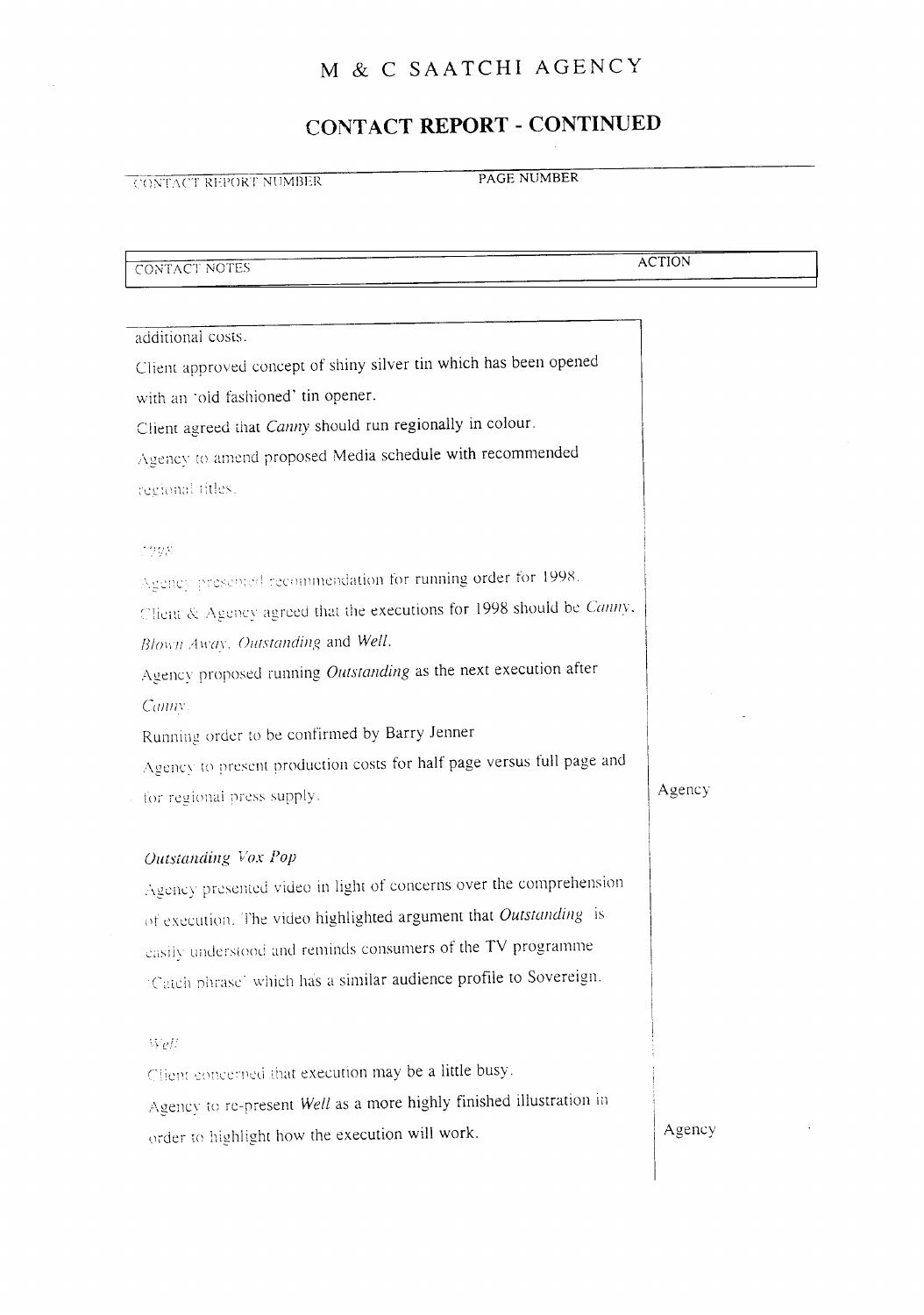# M & C SAATCHI AGENCY

## CONTACT REPORT - CONTINUED

CONTACT REPORT NUMBER | PAGE NUMBER

| CONTACT NOTES | ACTION |
|---|---|
| additional costs. | |
| Client approved concept of shiny silver tin which has been opened with an 'old fashioned' tin opener. | |
| Client agreed that *Canny* should run regionally in colour. | |
| Agency to amend proposed Media schedule with recommended regional titles. | |
| *1998* | |
| Agency presented recommendation for running order for 1998. | |
| Client & Agency agreed that the executions for 1998 should be *Canny*, *Blown Away*, *Outstanding* and *Well*. | |
| Agency proposed running *Outstanding* as the next execution after *Canny*. | |
| Running order to be confirmed by Barry Jenner | |
| Agency to present production costs for half page versus full page and for regional press supply. | Agency |
| *Outstanding Vox Pop* | |
| Agency presented video in light of concerns over the comprehension of execution. The video highlighted argument that *Outstanding* is easily understood and reminds consumers of the TV programme 'Catch phrase' which has a similar audience profile to Sovereign. | |
| *Well* | |
| Client concerned that execution may be a little busy. | |
| Agency to re-present *Well* as a more highly finished illustration in order to highlight how the execution will work. | Agency |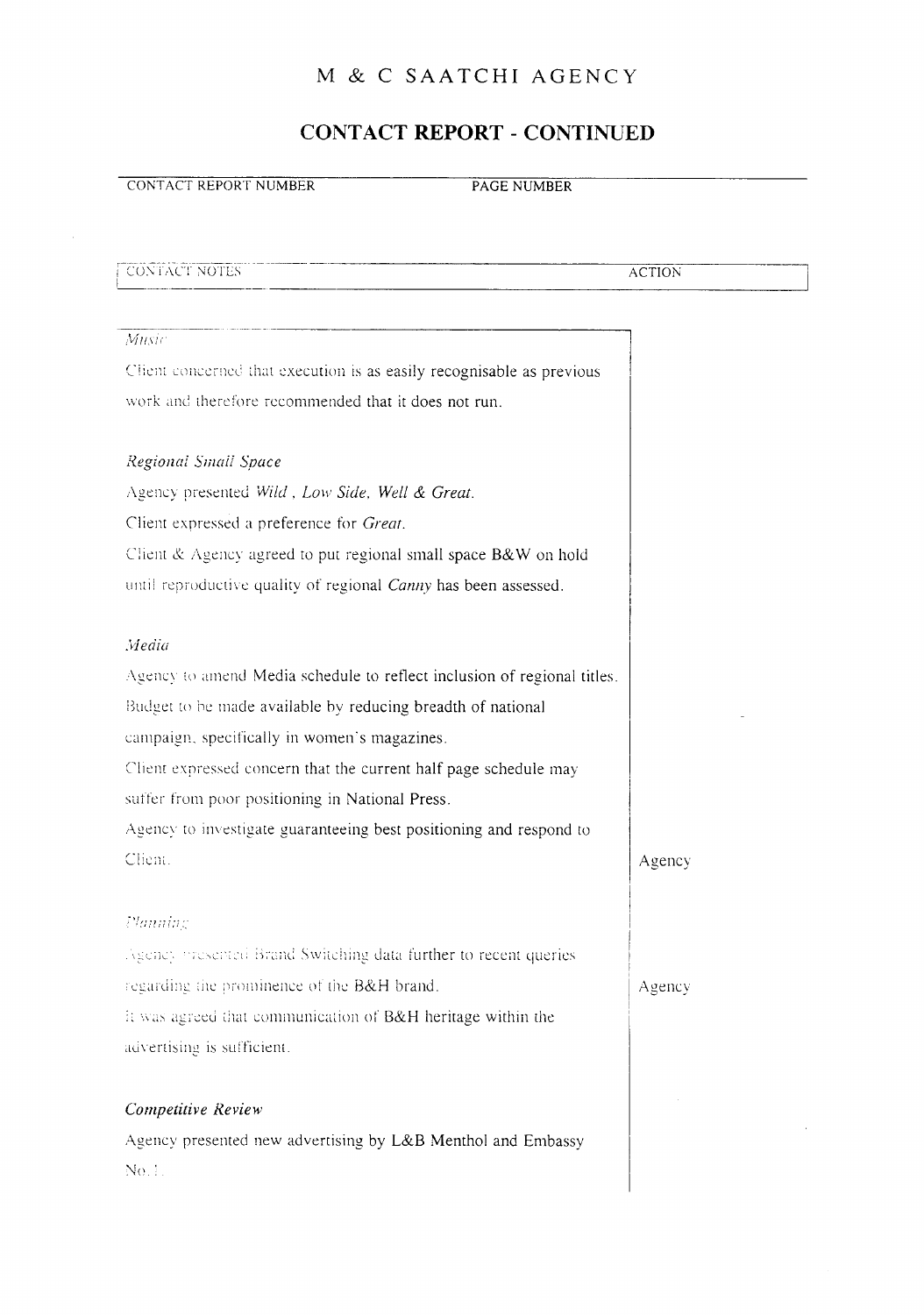# M & C SAATCHI AGENCY

## CONTACT REPORT - CONTINUED

| CONTACT REPORT NUMBER | PAGE NUMBER |
|---|---|
| | |

| CONTACT NOTES | ACTION |
|---|---|
| *Music* | |
| Client concerned that execution is as easily recognisable as previous work and therefore recommended that it does not run. | |
| *Regional Small Space* | |
| Agency presented *Wild*, *Low Side*, *Well* & *Great*. | |
| Client expressed a preference for *Great*. | |
| Client & Agency agreed to put regional small space B&W on hold until reproductive quality of regional *Canny* has been assessed. | |
| *Media* | |
| Agency to amend Media schedule to reflect inclusion of regional titles. | |
| Budget to be made available by reducing breadth of national campaign, specifically in women's magazines. | |
| Client expressed concern that the current half page schedule may suffer from poor positioning in National Press. | |
| Agency to investigate guaranteeing best positioning and respond to Client. | Agency |
| *Planning* | |
| Agency presented Brand Switching data further to recent queries regarding the prominence of the B&H brand. | Agency |
| It was agreed that communication of B&H heritage within the advertising is sufficient. | |
| *Competitive Review* | |
| Agency presented new advertising by L&B Menthol and Embassy No. 1. | |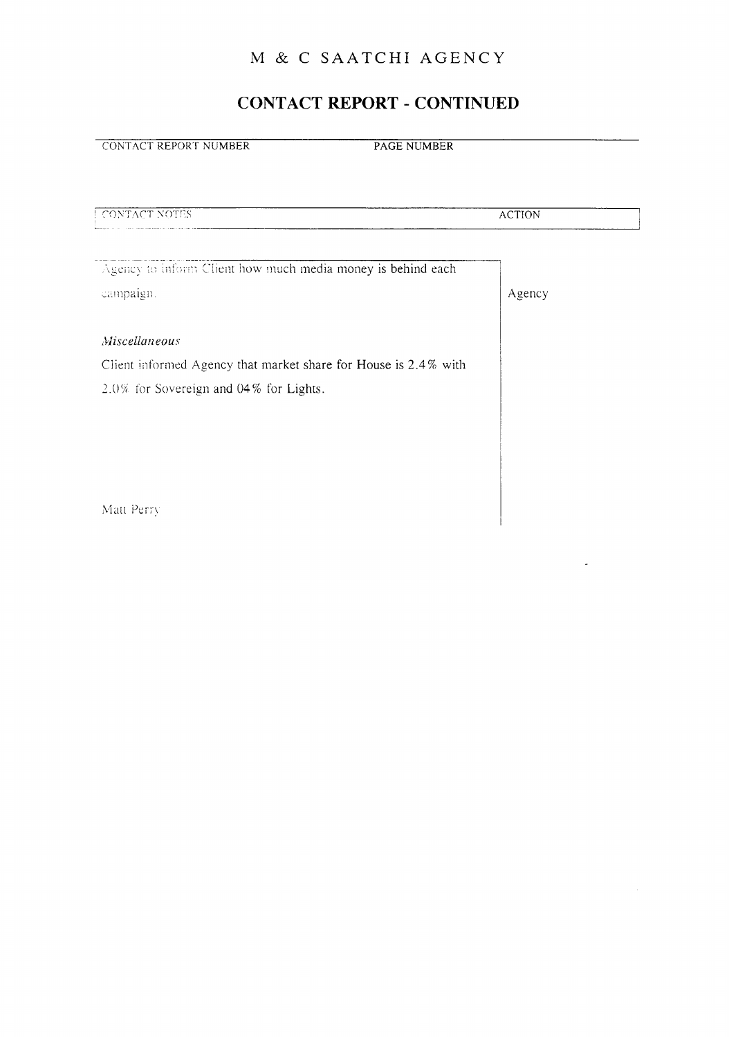# M & C SAATCHI AGENCY

## CONTACT REPORT - CONTINUED

| CONTACT REPORT NUMBER | PAGE NUMBER |
| --- | --- |
| | |

| CONTACT NOTES | ACTION |
| --- | --- |
| Agency to inform Client how much media money is behind each campaign. | Agency |
| *Miscellaneous* | |
| Client informed Agency that market share for House is 2.4% with 2.0% for Sovereign and 04% for Lights. | |
| Matt Perry | |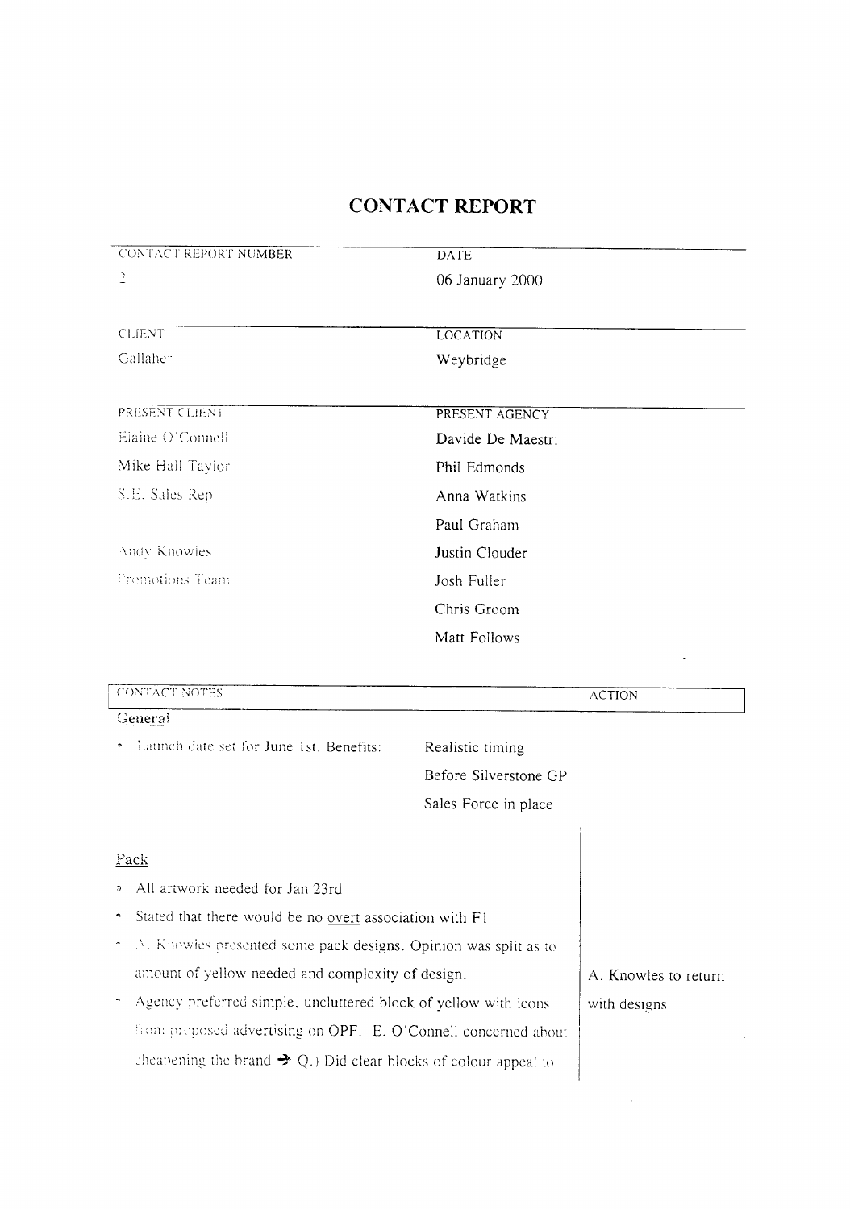# CONTACT REPORT

| CONTACT REPORT NUMBER | DATE |
|---|---|
| 2 | 06 January 2000 |

| CLIENT | LOCATION |
|---|---|
| Gallaher | Weybridge |

| PRESENT CLIENT | PRESENT AGENCY |
|---|---|
| Elaine O'Connell | Davide De Maestri |
| Mike Hall-Taylor | Phil Edmonds |
| S.E. Sales Rep | Anna Watkins |
| | Paul Graham |
| Andy Knowles | Justin Clouder |
| Promotions Team | Josh Fuller |
| | Chris Groom |
| | Matt Follows |

| CONTACT NOTES | ACTION |
|---|---|
| **General** | |
| - Launch date set for June 1st. Benefits: Realistic timing; Before Silverstone GP; Sales Force in place | |
| **Pack** | |
| - All artwork needed for Jan 23rd | |
| - Stated that there would be no overt association with F1 | |
| - A. Knowles presented some pack designs. Opinion was split as to amount of yellow needed and complexity of design. | A. Knowles to return with designs |
| - Agency preferred simple, uncluttered block of yellow with icons from proposed advertising on OPF. E. O'Connell concerned about cheapening the brand → Q.) Did clear blocks of colour appeal to | |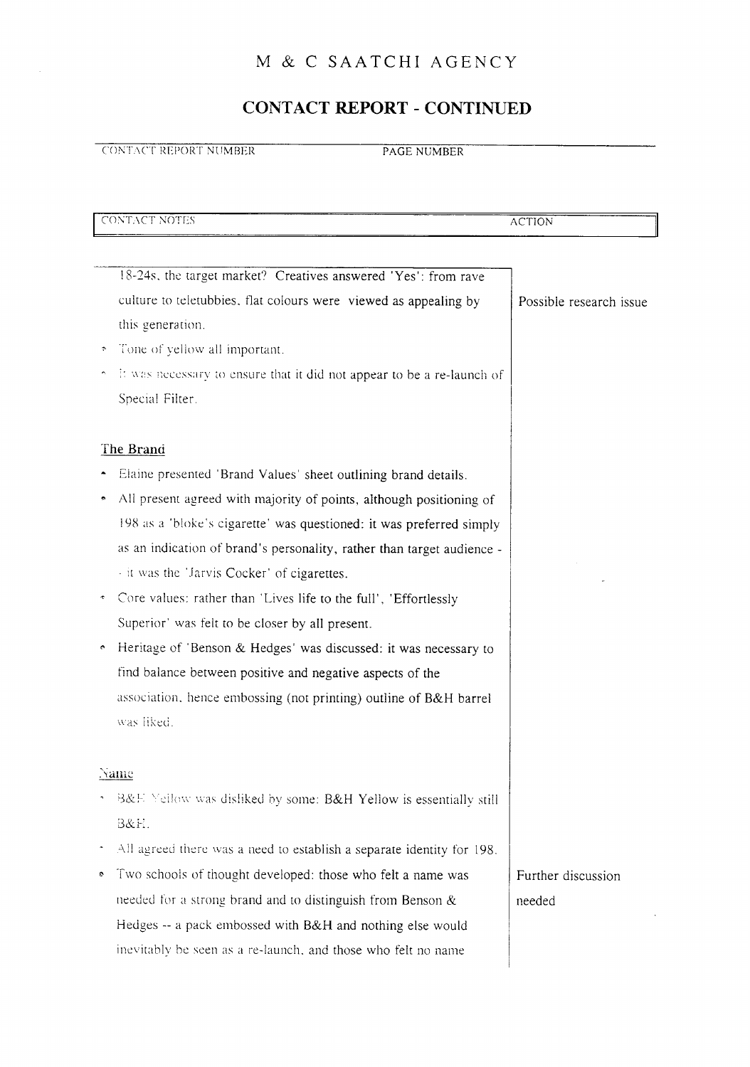# M & C SAATCHI AGENCY

## CONTACT REPORT - CONTINUED

CONTACT REPORT NUMBER | PAGE NUMBER

| CONTACT NOTES | ACTION |
|---|---|
| 18-24s, the target market? Creatives answered 'Yes': from rave culture to teletubbies, flat colours were viewed as appealing by this generation. | Possible research issue |
| • Tone of yellow all important. | |
| • It was necessary to ensure that it did not appear to be a re-launch of Special Filter. | |
| **The Brand** | |
| • Elaine presented 'Brand Values' sheet outlining brand details. | |
| • All present agreed with majority of points, although positioning of 198 as a 'bloke's cigarette' was questioned: it was preferred simply as an indication of brand's personality, rather than target audience - - it was the 'Jarvis Cocker' of cigarettes. | |
| • Core values: rather than 'Lives life to the full', 'Effortlessly Superior' was felt to be closer by all present. | |
| • Heritage of 'Benson & Hedges' was discussed: it was necessary to find balance between positive and negative aspects of the association, hence embossing (not printing) outline of B&H barrel was liked. | |
| **Name** | |
| • B&H Yellow was disliked by some: B&H Yellow is essentially still B&H. | |
| • All agreed there was a need to establish a separate identity for 198. | |
| • Two schools of thought developed: those who felt a name was needed for a strong brand and to distinguish from Benson & Hedges -- a pack embossed with B&H and nothing else would inevitably be seen as a re-launch, and those who felt no name | Further discussion needed |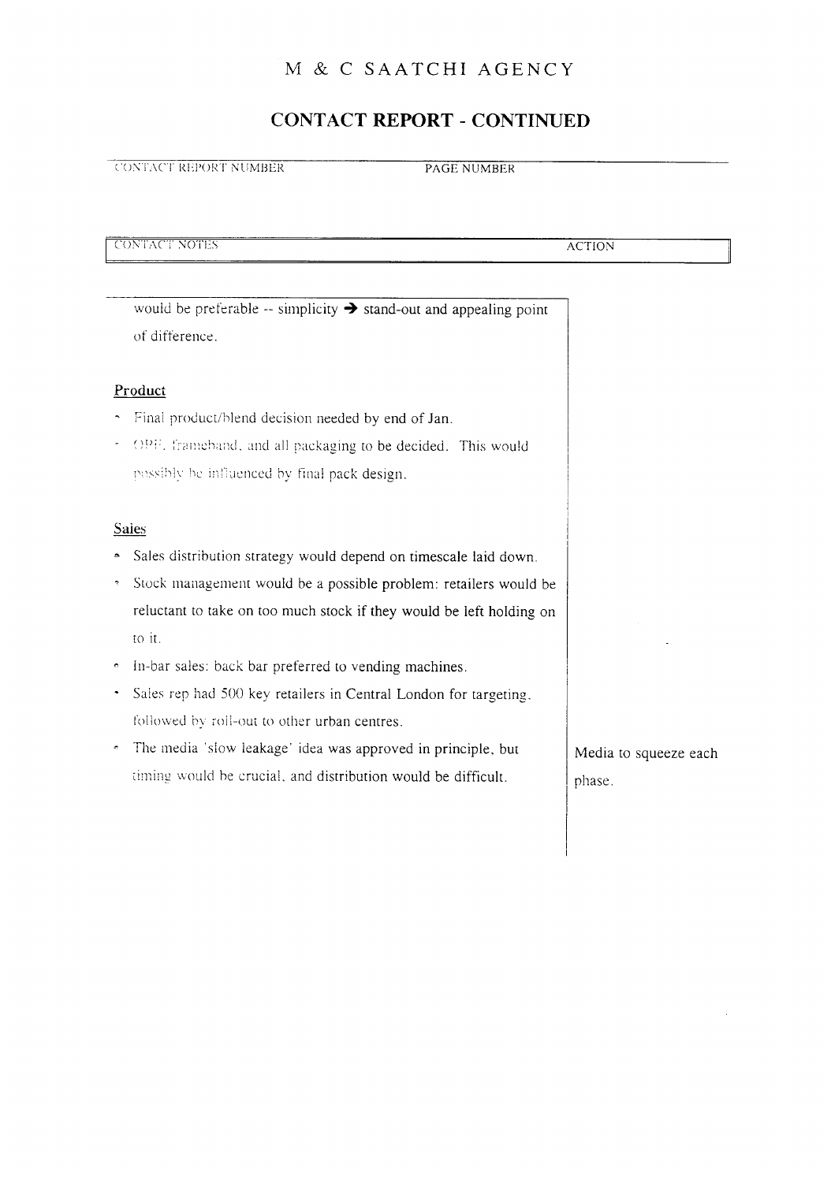# M & C SAATCHI AGENCY

## CONTACT REPORT - CONTINUED

| CONTACT REPORT NUMBER | PAGE NUMBER |
|---|---|
| | |

| CONTACT NOTES | ACTION |
|---|---|
| would be preferable -- simplicity → stand-out and appealing point of difference. | |
| **Product** | |
| - Final product/blend decision needed by end of Jan. | |
| - OPP, frameband, and all packaging to be decided. This would possibly be influenced by final pack design. | |
| **Sales** | |
| - Sales distribution strategy would depend on timescale laid down. | |
| - Stock management would be a possible problem: retailers would be reluctant to take on too much stock if they would be left holding on to it. | |
| - In-bar sales: back bar preferred to vending machines. | |
| - Sales rep had 500 key retailers in Central London for targeting, followed by roll-out to other urban centres. | |
| - The media 'slow leakage' idea was approved in principle, but timing would be crucial, and distribution would be difficult. | Media to squeeze each phase. |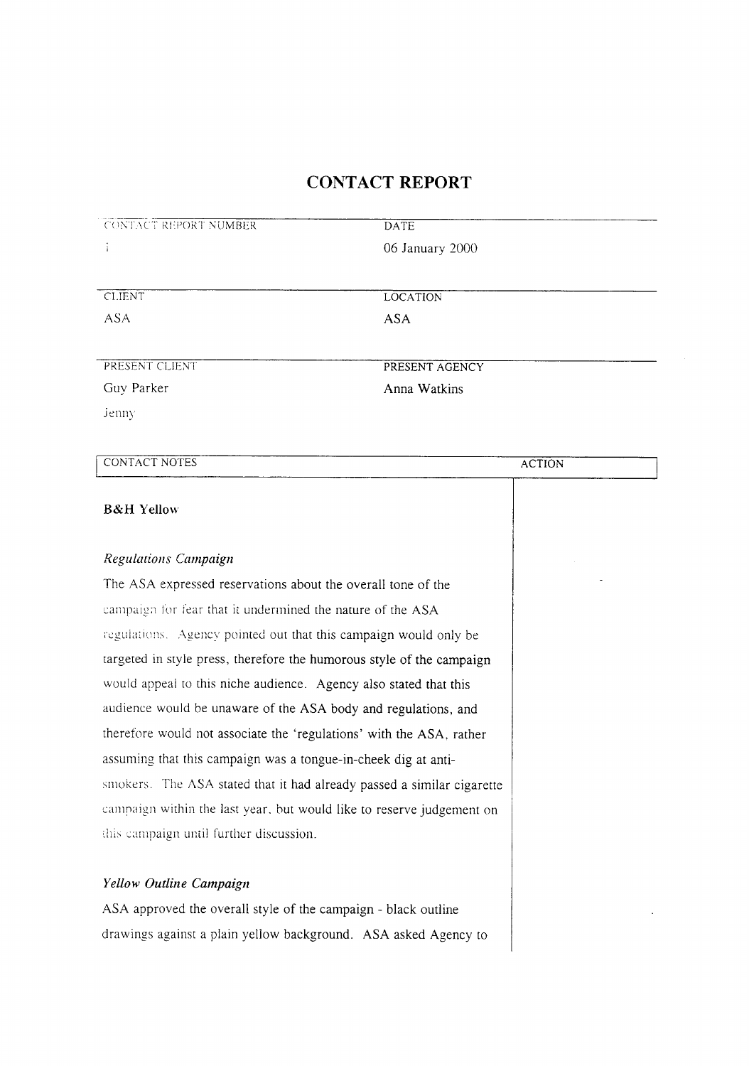# CONTACT REPORT

| CONTACT REPORT NUMBER | DATE |
|---|---|
| 1 | 06 January 2000 |

| CLIENT | LOCATION |
|---|---|
| ASA | ASA |

| PRESENT CLIENT | PRESENT AGENCY |
|---|---|
| Guy Parker<br>Jenny | Anna Watkins |

| CONTACT NOTES | ACTION |
|---|---|

**B&H Yellow**

*Regulations Campaign*

The ASA expressed reservations about the overall tone of the campaign for fear that it undermined the nature of the ASA regulations. Agency pointed out that this campaign would only be targeted in style press, therefore the humorous style of the campaign would appeal to this niche audience. Agency also stated that this audience would be unaware of the ASA body and regulations, and therefore would not associate the 'regulations' with the ASA, rather assuming that this campaign was a tongue-in-cheek dig at anti-smokers. The ASA stated that it had already passed a similar cigarette campaign within the last year, but would like to reserve judgement on this campaign until further discussion.

*Yellow Outline Campaign*

ASA approved the overall style of the campaign - black outline drawings against a plain yellow background. ASA asked Agency to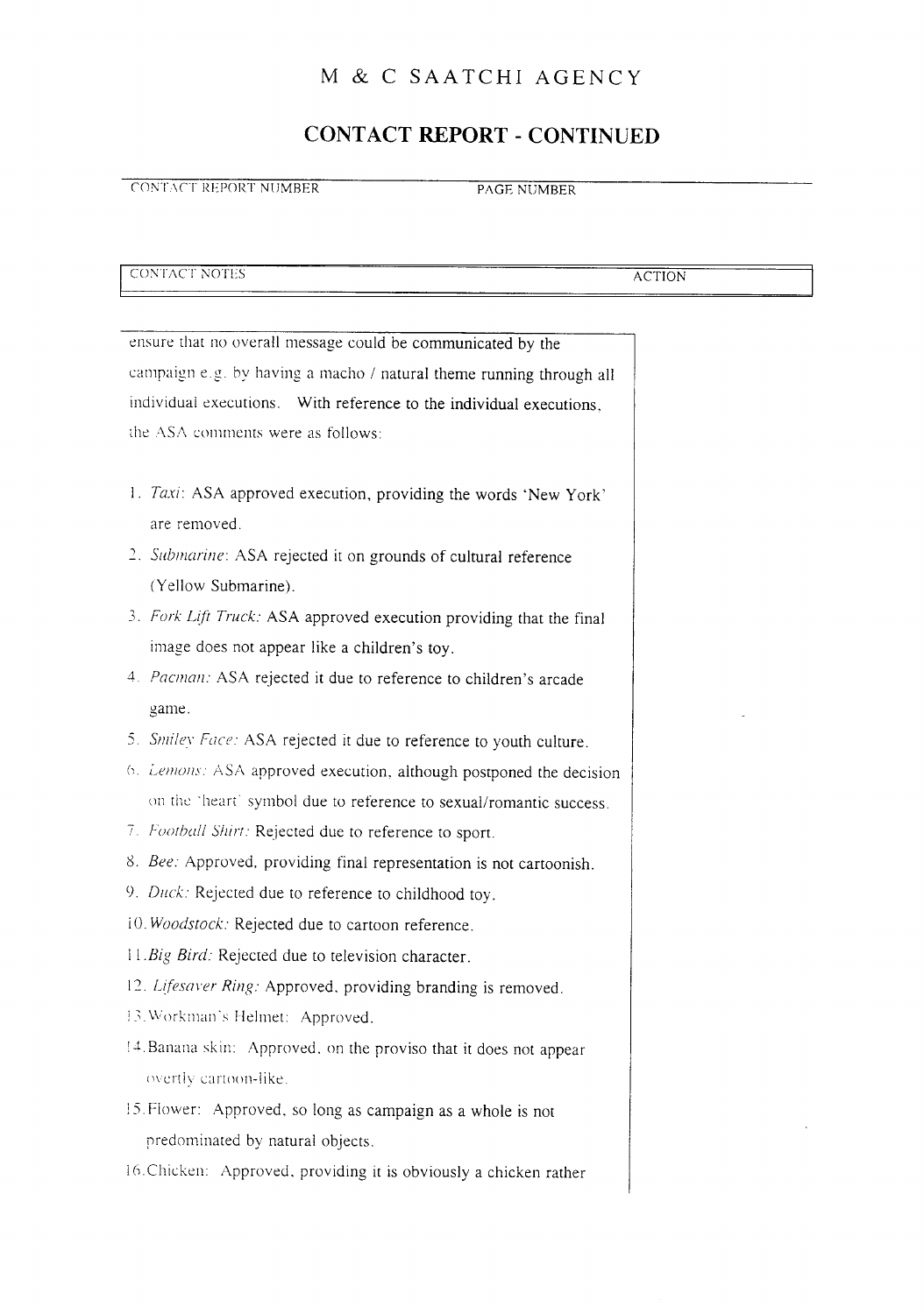# M & C SAATCHI AGENCY

## CONTACT REPORT - CONTINUED

CONTACT REPORT NUMBER PAGE NUMBER

CONTACT NOTES ACTION

ensure that no overall message could be communicated by the campaign e.g. by having a macho / natural theme running through all individual executions. With reference to the individual executions, the ASA comments were as follows:

1. *Taxi*: ASA approved execution, providing the words 'New York' are removed.
2. *Submarine*: ASA rejected it on grounds of cultural reference (Yellow Submarine).
3. *Fork Lift Truck:* ASA approved execution providing that the final image does not appear like a children's toy.
4. *Pacman:* ASA rejected it due to reference to children's arcade game.
5. *Smiley Face:* ASA rejected it due to reference to youth culture.
6. *Lemons:* ASA approved execution, although postponed the decision on the 'heart' symbol due to reference to sexual/romantic success.
7. *Football Shirt:* Rejected due to reference to sport.
8. *Bee:* Approved, providing final representation is not cartoonish.
9. *Duck:* Rejected due to reference to childhood toy.
10. *Woodstock:* Rejected due to cartoon reference.
11. *Big Bird:* Rejected due to television character.
12. *Lifesaver Ring:* Approved, providing branding is removed.
13. Workman's Helmet: Approved.
14. Banana skin: Approved, on the proviso that it does not appear overtly cartoon-like.
15. Flower: Approved, so long as campaign as a whole is not predominated by natural objects.
16. Chicken: Approved, providing it is obviously a chicken rather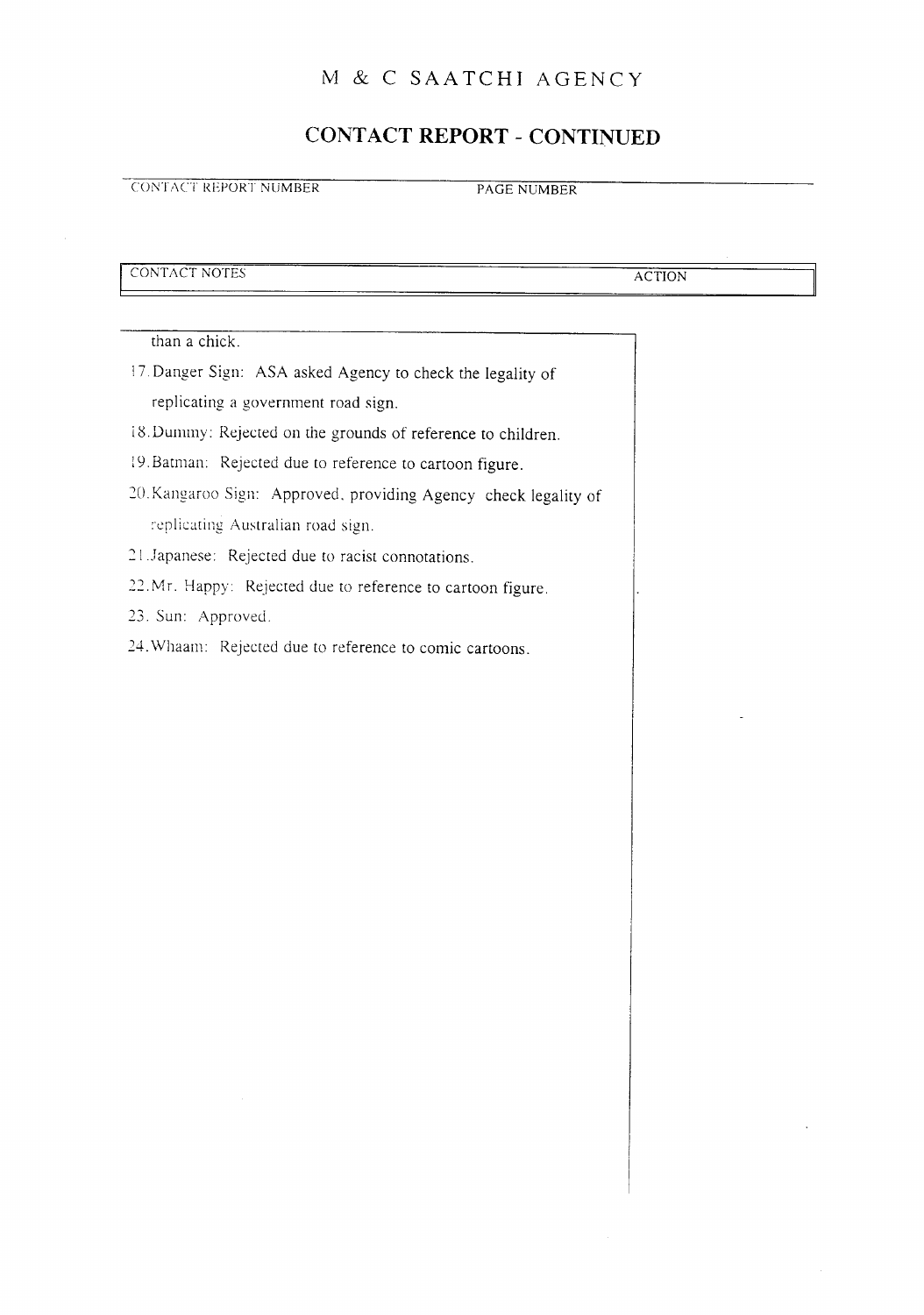# M & C SAATCHI AGENCY

## CONTACT REPORT - CONTINUED

| CONTACT REPORT NUMBER | PAGE NUMBER |
| --- | --- |
| | |

| CONTACT NOTES | ACTION |
| --- | --- |

than a chick.

17. Danger Sign: ASA asked Agency to check the legality of replicating a government road sign.
18. Dummy: Rejected on the grounds of reference to children.
19. Batman: Rejected due to reference to cartoon figure.
20. Kangaroo Sign: Approved, providing Agency check legality of replicating Australian road sign.
21. Japanese: Rejected due to racist connotations.
22. Mr. Happy: Rejected due to reference to cartoon figure.
23. Sun: Approved.
24. Whaam: Rejected due to reference to comic cartoons.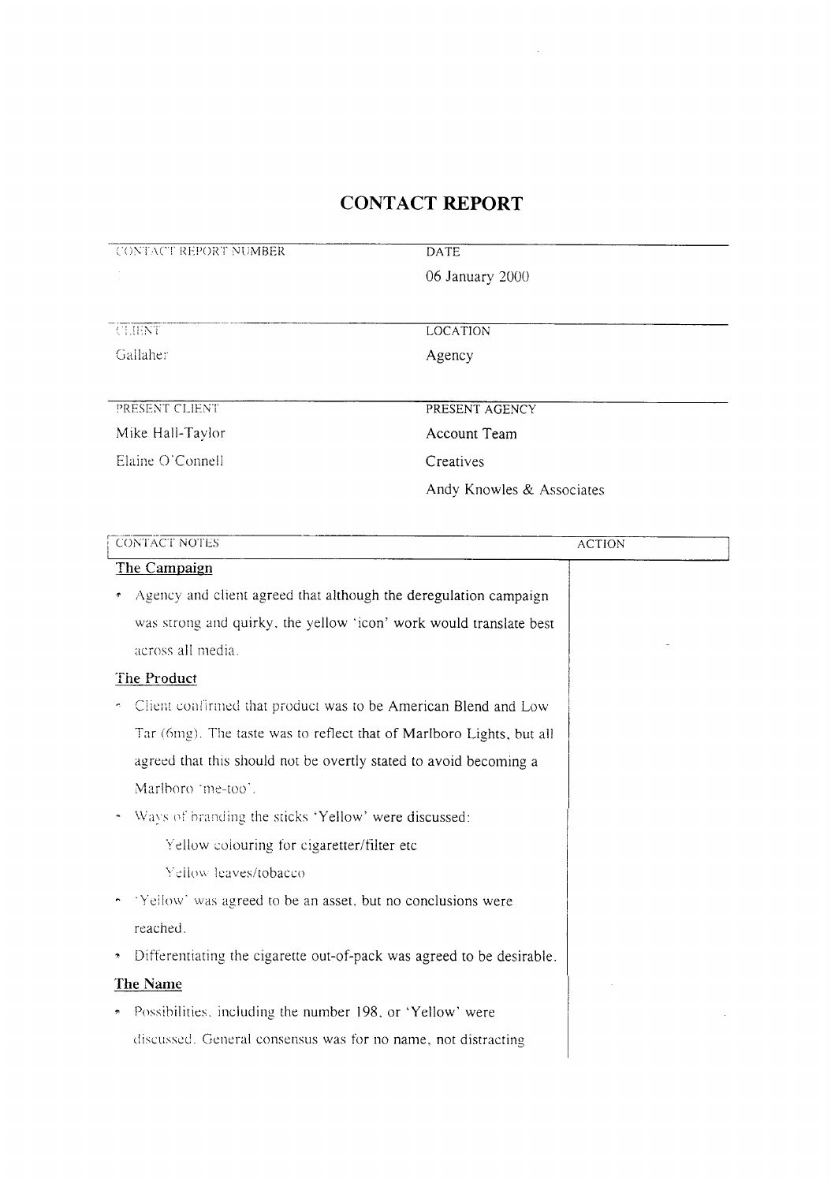# CONTACT REPORT

| CONTACT REPORT NUMBER | DATE |
|---|---|
| | 06 January 2000 |

| CLIENT | LOCATION |
|---|---|
| Gallaher | Agency |

| PRESENT CLIENT | PRESENT AGENCY |
|---|---|
| Mike Hall-Taylor | Account Team |
| Elaine O'Connell | Creatives |
| | Andy Knowles & Associates |

| CONTACT NOTES | ACTION |
|---|---|
| **The Campaign** | |
| • Agency and client agreed that although the deregulation campaign was strong and quirky, the yellow 'icon' work would translate best across all media. | |
| **The Product** | |
| • Client confirmed that product was to be American Blend and Low Tar (6mg). The taste was to reflect that of Marlboro Lights, but all agreed that this should not be overtly stated to avoid becoming a Marlboro 'me-too'. | |
| • Ways of branding the sticks 'Yellow' were discussed: Yellow colouring for cigarette/filter etc; Yellow leaves/tobacco | |
| • 'Yellow' was agreed to be an asset, but no conclusions were reached. | |
| • Differentiating the cigarette out-of-pack was agreed to be desirable. | |
| **The Name** | |
| • Possibilities, including the number 198, or 'Yellow' were discussed. General consensus was for no name, not distracting | |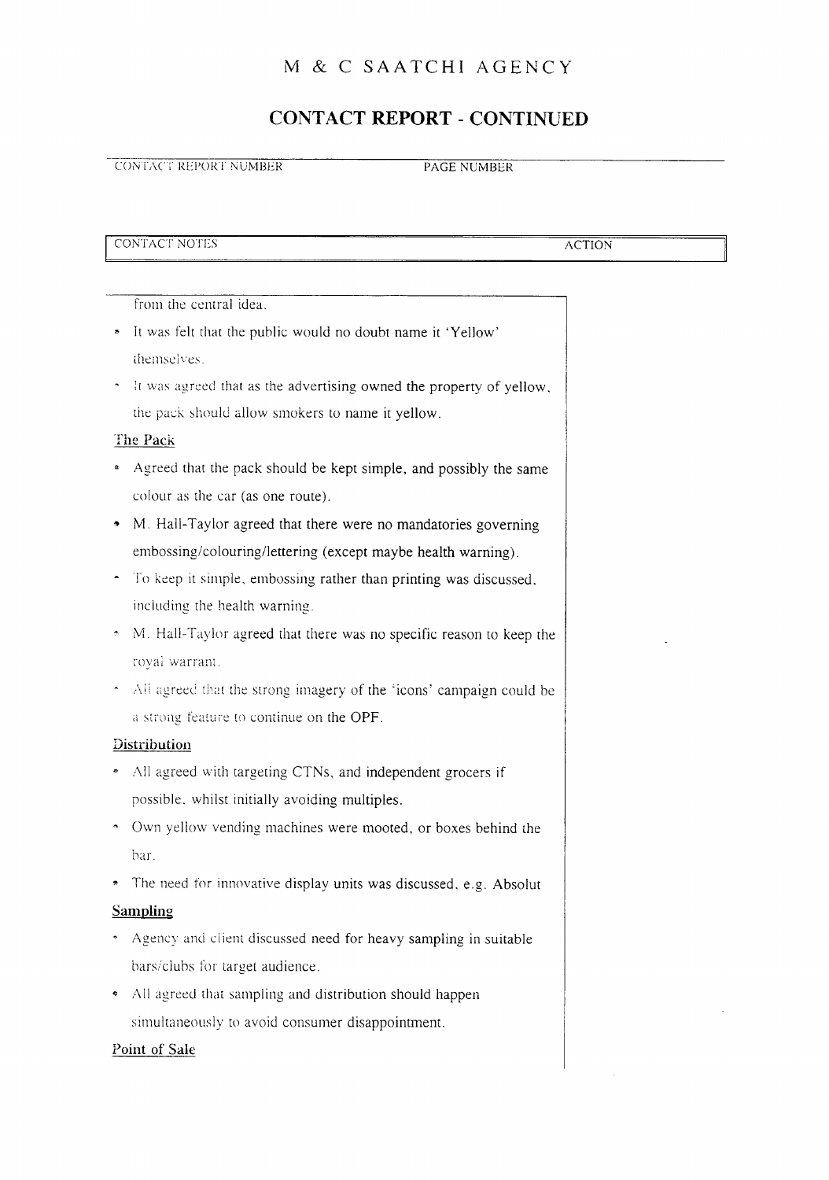# M & C SAATCHI AGENCY

## CONTACT REPORT - CONTINUED

CONTACT REPORT NUMBER PAGE NUMBER

| CONTACT NOTES | ACTION |
|---|---|

from the central idea.

- It was felt that the public would no doubt name it 'Yellow' themselves.
- It was agreed that as the advertising owned the property of yellow, the pack should allow smokers to name it yellow.

**The Pack**

- Agreed that the pack should be kept simple, and possibly the same colour as the car (as one route).
- M. Hall-Taylor agreed that there were no mandatories governing embossing/colouring/lettering (except maybe health warning).
- To keep it simple, embossing rather than printing was discussed, including the health warning.
- M. Hall-Taylor agreed that there was no specific reason to keep the royal warrant.
- All agreed that the strong imagery of the 'icons' campaign could be a strong feature to continue on the OPF.

**Distribution**

- All agreed with targeting CTNs, and independent grocers if possible, whilst initially avoiding multiples.
- Own yellow vending machines were mooted, or boxes behind the bar.
- The need for innovative display units was discussed, e.g. Absolut

**Sampling**

- Agency and client discussed need for heavy sampling in suitable bars/clubs for target audience.
- All agreed that sampling and distribution should happen simultaneously to avoid consumer disappointment.

**Point of Sale**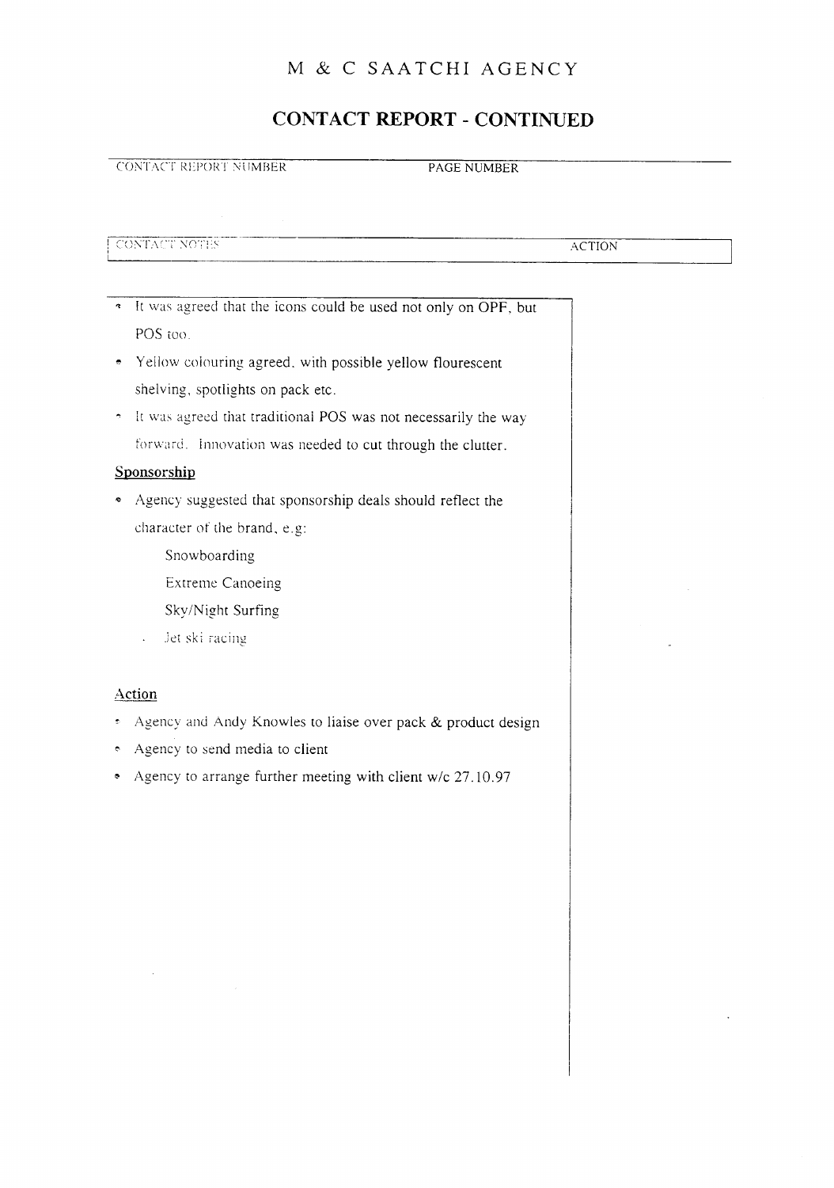# M & C SAATCHI AGENCY

## CONTACT REPORT - CONTINUED

| CONTACT REPORT NUMBER | PAGE NUMBER |
|---|---|
| | |

| CONTACT NOTES | ACTION |
|---|---|

- It was agreed that the icons could be used not only on OPF, but POS too.
- Yellow colouring agreed, with possible yellow flourescent shelving, spotlights on pack etc.
- It was agreed that traditional POS was not necessarily the way forward. Innovation was needed to cut through the clutter.

**Sponsorship**

- Agency suggested that sponsorship deals should reflect the character of the brand, e.g:

  Snowboarding

  Extreme Canoeing

  Sky/Night Surfing

  Jet ski racing

**Action**

- Agency and Andy Knowles to liaise over pack & product design
- Agency to send media to client
- Agency to arrange further meeting with client w/c 27.10.97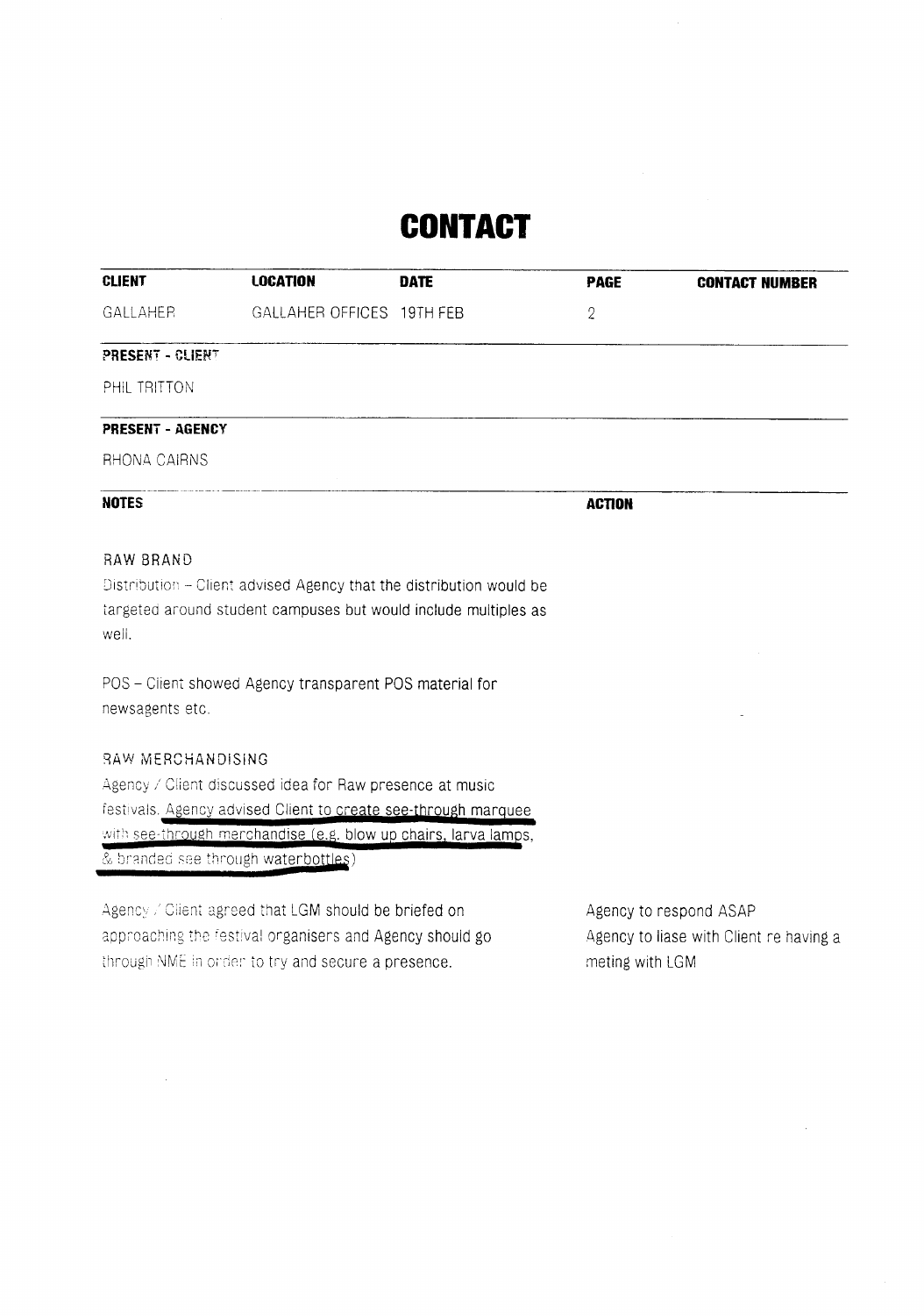# CONTACT

| CLIENT | LOCATION | DATE | PAGE | CONTACT NUMBER |
|---|---|---|---|---|
| GALLAHER | GALLAHER OFFICES | 19TH FEB | 2 | |

**PRESENT - CLIENT**

PHIL TRITTON

**PRESENT - AGENCY**

RHONA CAIRNS

| NOTES | ACTION |
|---|---|
| RAW BRAND<br>Distribution – Client advised Agency that the distribution would be targeted around student campuses but would include multiples as well. | |
| POS – Client showed Agency transparent POS material for newsagents etc. | |
| RAW MERCHANDISING<br>Agency / Client discussed idea for Raw presence at music festivals. Agency advised Client to create see-through marquee with see-through merchandise (e.g. blow up chairs, larva lamps, & branded see through waterbottles) | |
| Agency / Client agreed that LGM should be briefed on approaching the festival organisers and Agency should go through NME in order to try and secure a presence. | Agency to respond ASAP<br>Agency to liase with Client re having a meting with LGM |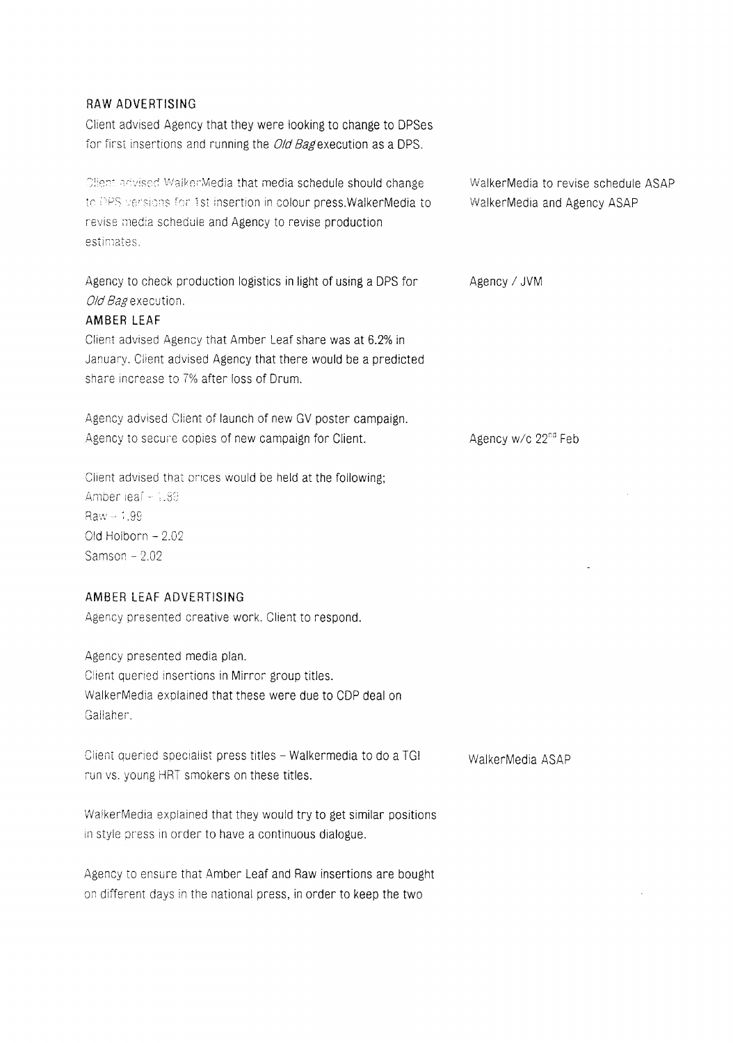**RAW ADVERTISING**

Client advised Agency that they were looking to change to DPSes for first insertions and running the *Old Bag* execution as a DPS.

| | |
|---|---|
| Client advised WalkerMedia that media schedule should change to DPS versions for 1st insertion in colour press.WalkerMedia to revise media schedule and Agency to revise production estimates. | WalkerMedia to revise schedule ASAP<br>WalkerMedia and Agency ASAP |
| Agency to check production logistics in light of using a DPS for *Old Bag* execution. | Agency / JVM |

**AMBER LEAF**

Client advised Agency that Amber Leaf share was at 6.2% in January. Client advised Agency that there would be a predicted share increase to 7% after loss of Drum.

| | |
|---|---|
| Agency advised Client of launch of new GV poster campaign. Agency to secure copies of new campaign for Client. | Agency w/c 22[nd] Feb |

Client advised that prices would be held at the following;
Amber leaf – 1.99
Raw – 1.99
Old Holborn – 2.02
Samson – 2.02

**AMBER LEAF ADVERTISING**

Agency presented creative work. Client to respond.

Agency presented media plan.
Client queried insertions in Mirror group titles.
WalkerMedia explained that these were due to CDP deal on Gallaher.

| | |
|---|---|
| Client queried specialist press titles – Walkermedia to do a TGI run vs. young HRT smokers on these titles. | WalkerMedia ASAP |

WalkerMedia explained that they would try to get similar positions in style press in order to have a continuous dialogue.

Agency to ensure that Amber Leaf and Raw insertions are bought on different days in the national press, in order to keep the two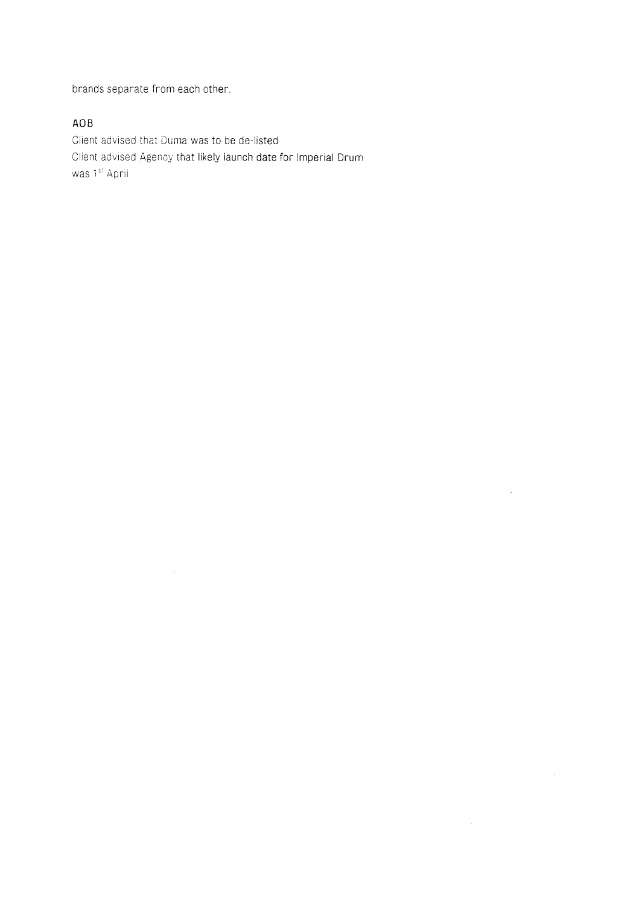brands separate from each other.

## AOB

Client advised that Duma was to be de-listed
Client advised Agency that likely launch date for Imperial Drum was 1st April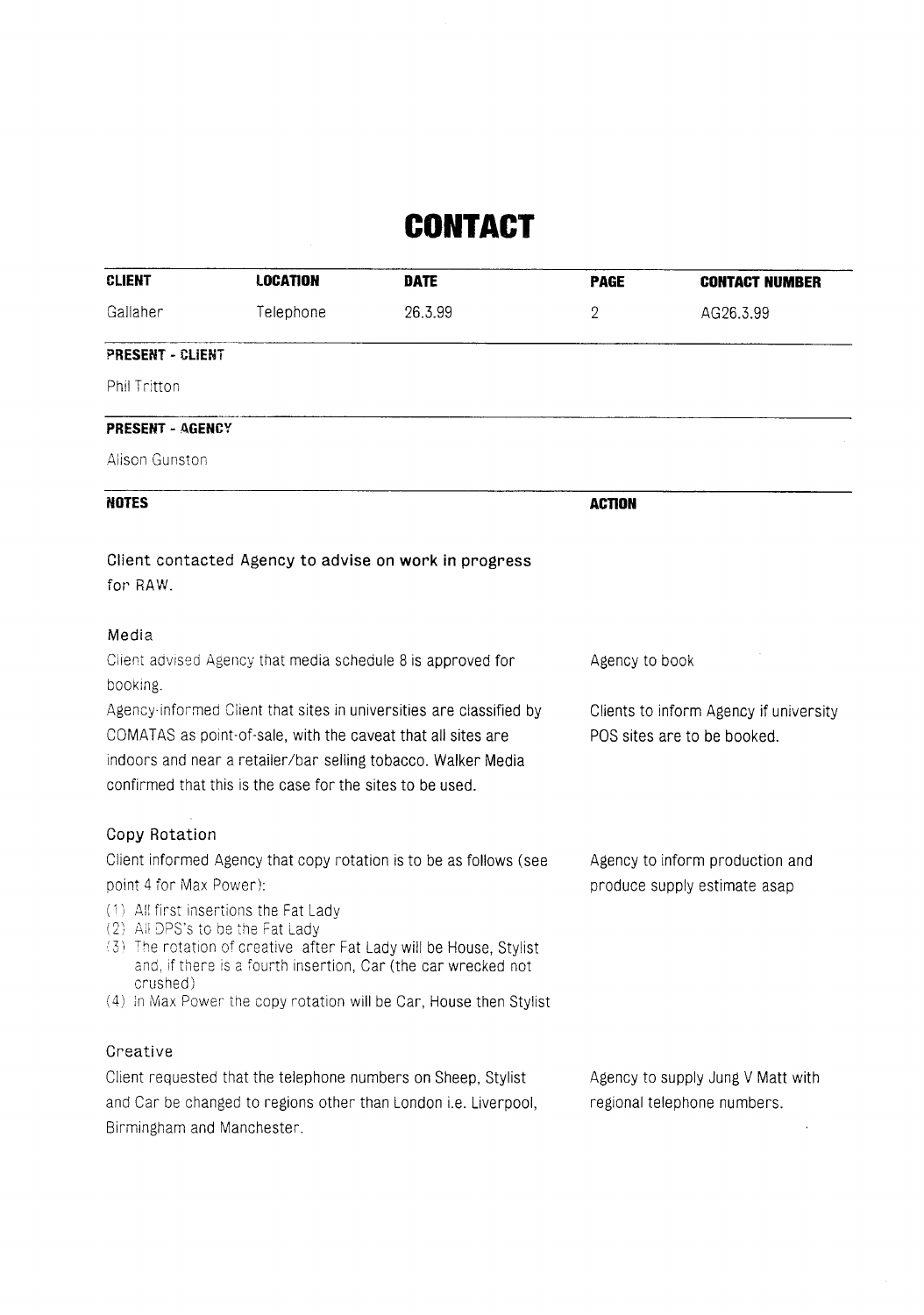# CONTACT

| CLIENT | LOCATION | DATE | PAGE | CONTACT NUMBER |
|---|---|---|---|---|
| Gallaher | Telephone | 26.3.99 | 2 | AG26.3.99 |

**PRESENT - CLIENT**

Phil Tritton

**PRESENT - AGENCY**

Alison Gunston

| NOTES | ACTION |
|---|---|
| Client contacted Agency to advise on work in progress for RAW. | |
| **Media** | |
| Client advised Agency that media schedule 8 is approved for booking. | Agency to book |
| Agency informed Client that sites in universities are classified by COMATAS as point-of-sale, with the caveat that all sites are indoors and near a retailer/bar selling tobacco. Walker Media confirmed that this is the case for the sites to be used. | Clients to inform Agency if university POS sites are to be booked. |
| **Copy Rotation** | |
| Client informed Agency that copy rotation is to be as follows (see point 4 for Max Power):<br>(1) All first insertions the Fat Lady<br>(2) All DPS's to be the Fat Lady<br>(3) The rotation of creative after Fat Lady will be House, Stylist and, if there is a fourth insertion, Car (the car wrecked not crushed)<br>(4) In Max Power the copy rotation will be Car, House then Stylist | Agency to inform production and produce supply estimate asap |
| **Creative** | |
| Client requested that the telephone numbers on Sheep, Stylist and Car be changed to regions other than London i.e. Liverpool, Birmingham and Manchester. | Agency to supply Jung V Matt with regional telephone numbers. |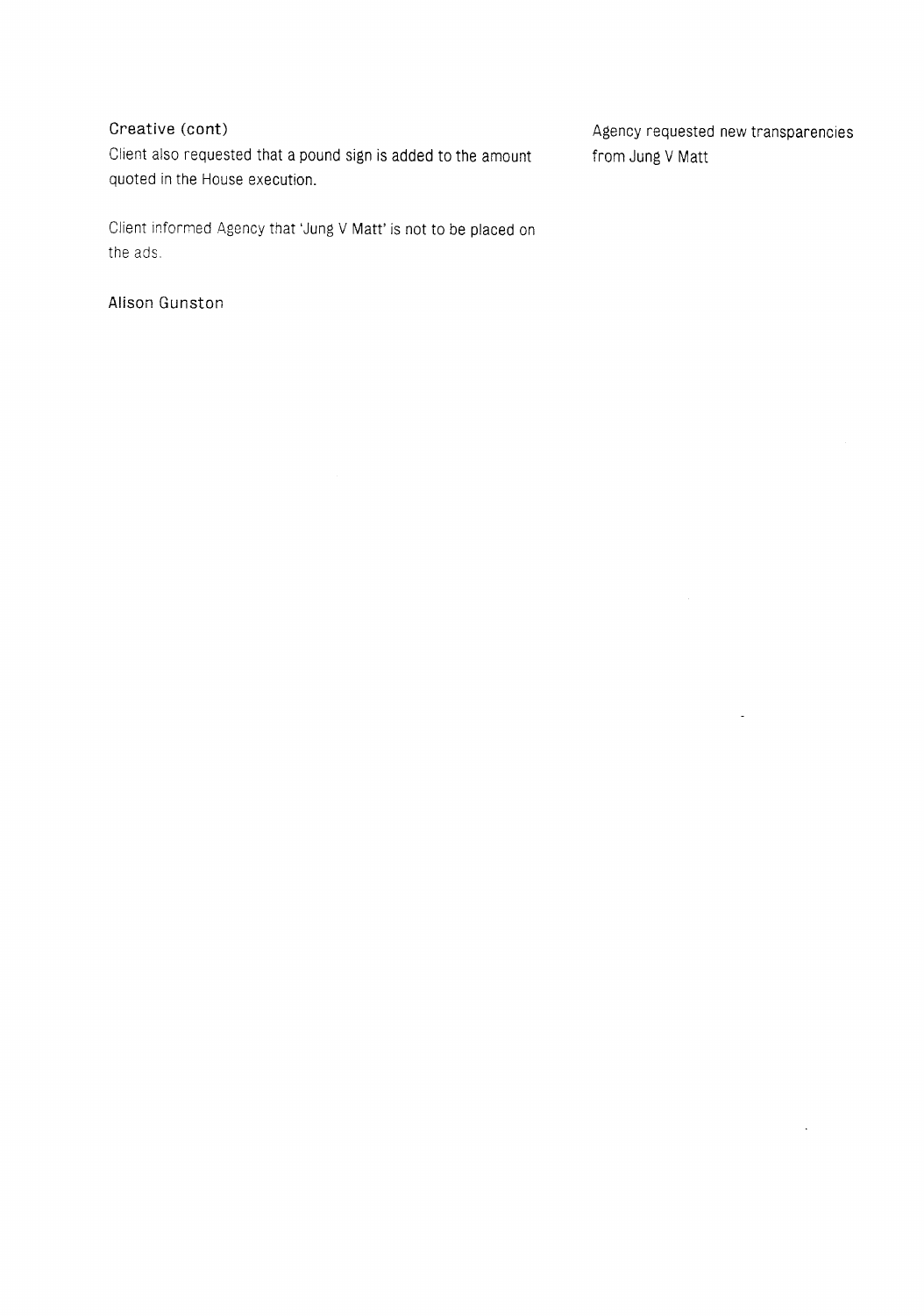**Creative (cont)**

Client also requested that a pound sign is added to the amount quoted in the House execution.

Agency requested new transparencies from Jung V Matt

Client informed Agency that 'Jung V Matt' is not to be placed on the ads.

Alison Gunston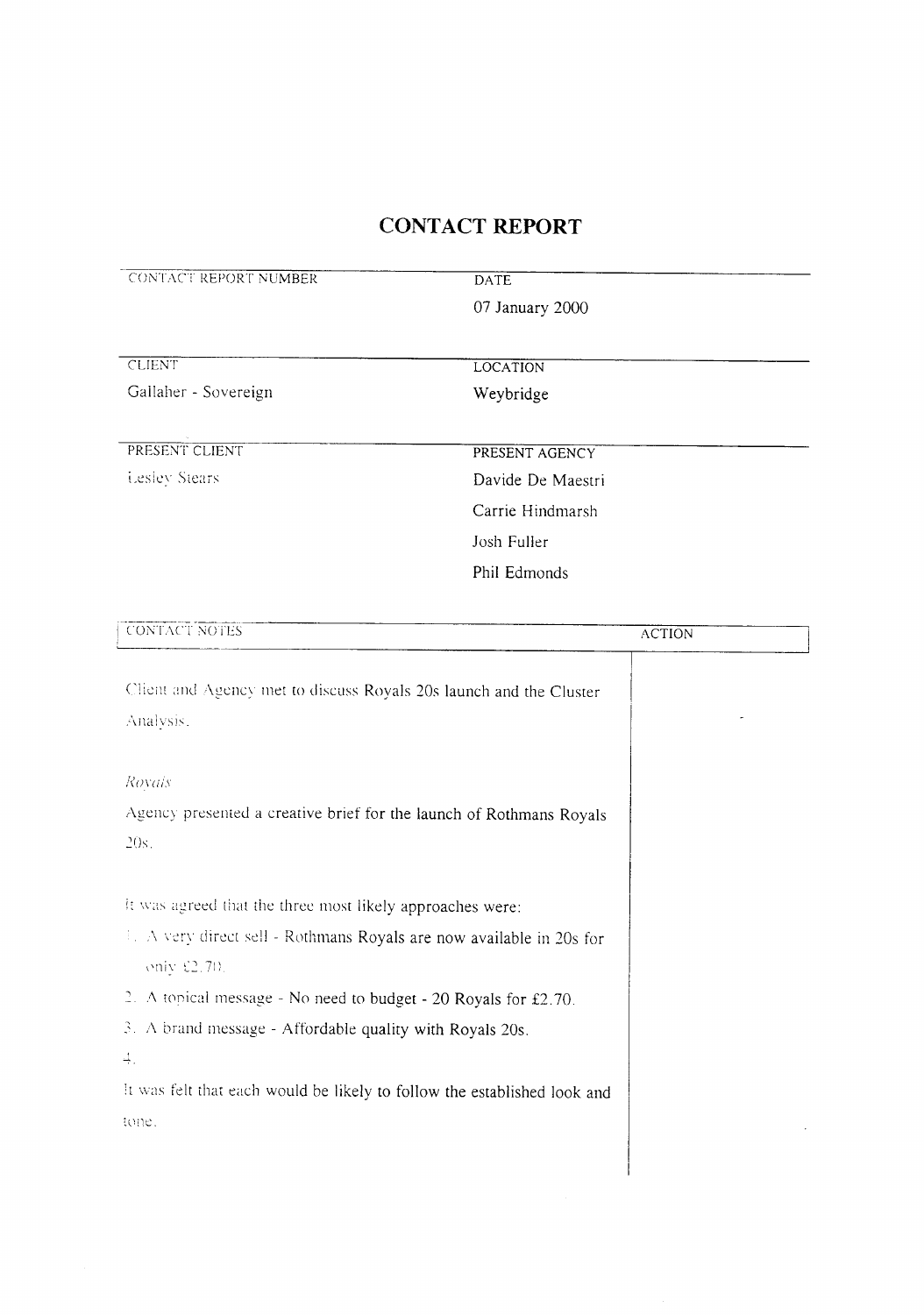# CONTACT REPORT

| CONTACT REPORT NUMBER | DATE |
|---|---|
| | 07 January 2000 |

| CLIENT | LOCATION |
|---|---|
| Gallaher - Sovereign | Weybridge |

| PRESENT CLIENT | PRESENT AGENCY |
|---|---|
| Lesley Stears | Davide De Maestri |
| | Carrie Hindmarsh |
| | Josh Fuller |
| | Phil Edmonds |

| CONTACT NOTES | ACTION |
|---|---|
| Client and Agency met to discuss Royals 20s launch and the Cluster Analysis. | |
| *Royals* | |
| Agency presented a creative brief for the launch of Rothmans Royals 20s. | |
| It was agreed that the three most likely approaches were: | |
| 1. A very direct sell - Rothmans Royals are now available in 20s for only £2.70. | |
| 2. A topical message - No need to budget - 20 Royals for £2.70. | |
| 3. A brand message - Affordable quality with Royals 20s. | |
| 4. | |
| It was felt that each would be likely to follow the established look and tone. | |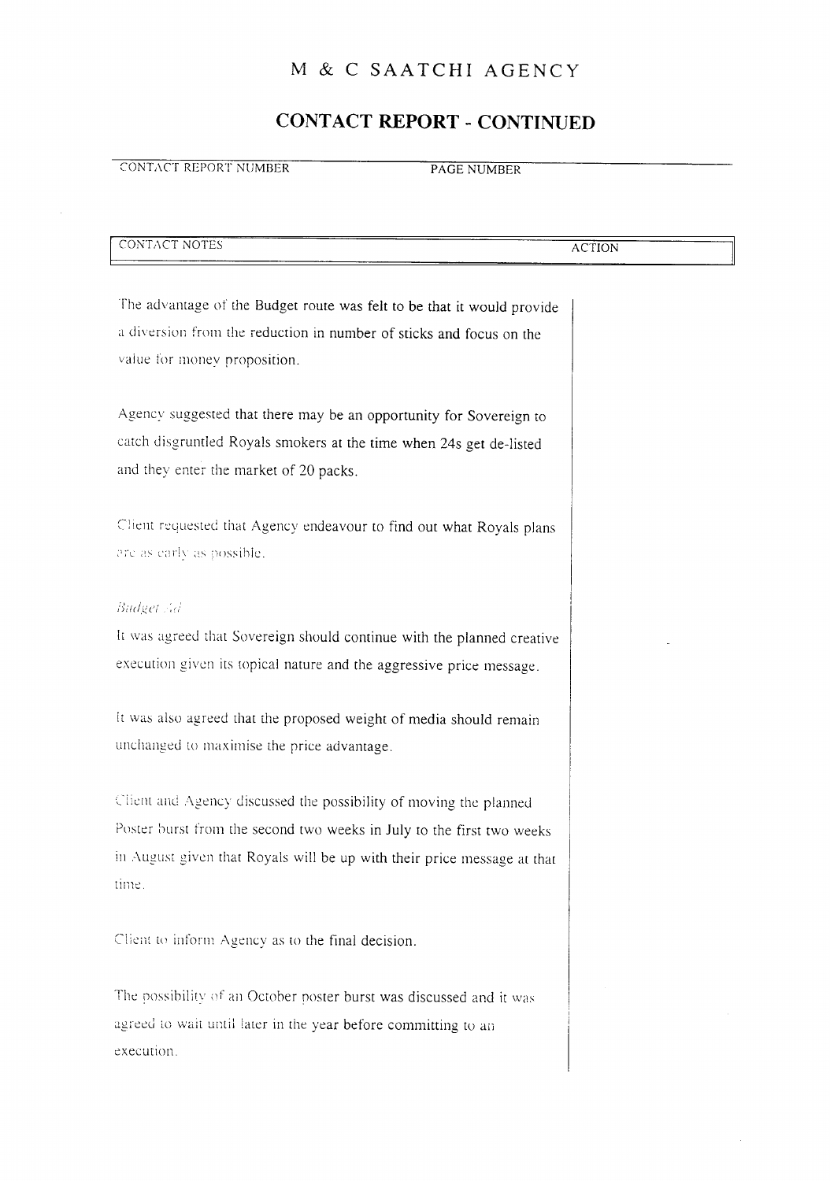# M & C SAATCHI AGENCY

## CONTACT REPORT - CONTINUED

| CONTACT REPORT NUMBER | PAGE NUMBER |
|---|---|
| | |

| CONTACT NOTES | ACTION |
|---|---|

The advantage of the Budget route was felt to be that it would provide a diversion from the reduction in number of sticks and focus on the value for money proposition.

Agency suggested that there may be an opportunity for Sovereign to catch disgruntled Royals smokers at the time when 24s get de-listed and they enter the market of 20 packs.

Client requested that Agency endeavour to find out what Royals plans are as early as possible.

*Budget Ad*

It was agreed that Sovereign should continue with the planned creative execution given its topical nature and the aggressive price message.

It was also agreed that the proposed weight of media should remain unchanged to maximise the price advantage.

Client and Agency discussed the possibility of moving the planned Poster burst from the second two weeks in July to the first two weeks in August given that Royals will be up with their price message at that time.

Client to inform Agency as to the final decision.

The possibility of an October poster burst was discussed and it was agreed to wait until later in the year before committing to an execution.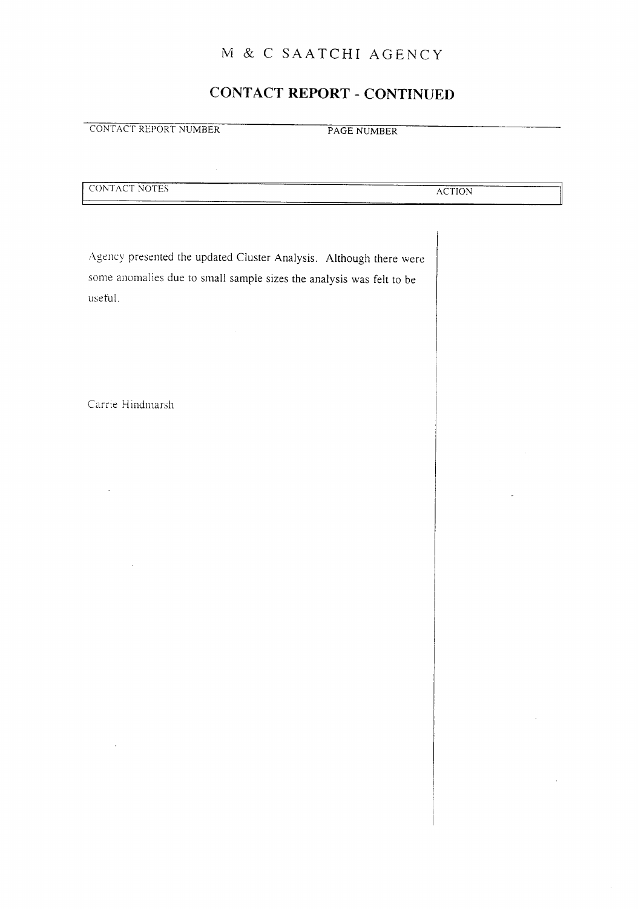# M & C SAATCHI AGENCY

## CONTACT REPORT - CONTINUED

CONTACT REPORT NUMBER PAGE NUMBER

| CONTACT NOTES | ACTION |
| --- | --- |
| Agency presented the updated Cluster Analysis. Although there were some anomalies due to small sample sizes the analysis was felt to be useful. | |
| Carrie Hindmarsh | |